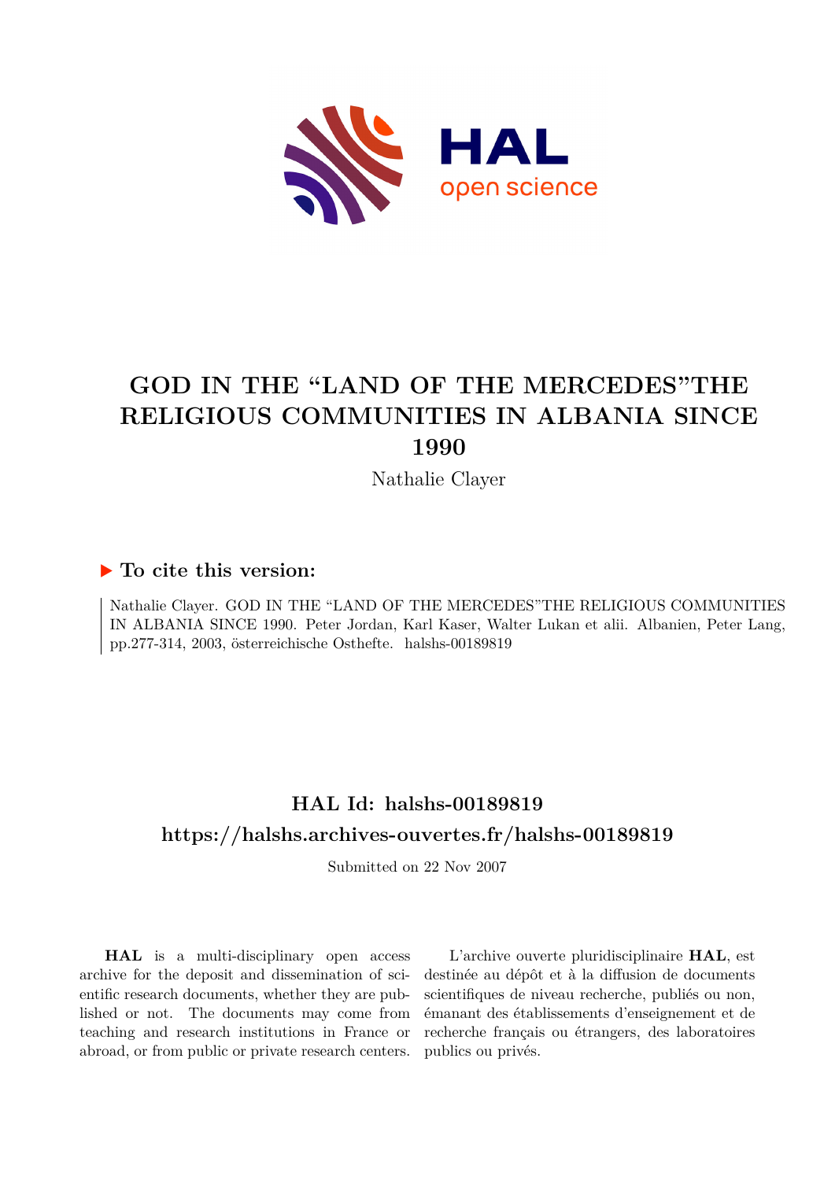# GOD IN THE "LAND OF THE MERCEDES"THE RELIGIOUS COMMUNITIES IN ALBANIA SINCE 1990

Nathalie Clayer

## ▶ To cite this version:

Nathalie Clayer. GOD IN THE "LAND OF THE MERCEDES"THE RELIGIOUS COMMUNITIES IN ALBANIA SINCE 1990. Peter Jordan, Karl Kaser, Walter Lukan et alii. Albanien, Peter Lang, pp.277-314, 2003, österreichische Osthefte. halshs-00189819

## HAL Id: halshs-00189819

## https://halshs.archives-ouvertes.fr/halshs-00189819

Submitted on 22 Nov 2007

**HAL** is a multi-disciplinary open access archive for the deposit and dissemination of scientific research documents, whether they are published or not. The documents may come from teaching and research institutions in France or abroad, or from public or private research centers.

L'archive ouverte pluridisciplinaire **HAL**, est destinée au dépôt et à la diffusion de documents scientifiques de niveau recherche, publiés ou non, émanant des établissements d'enseignement et de recherche français ou étrangers, des laboratoires publics ou privés.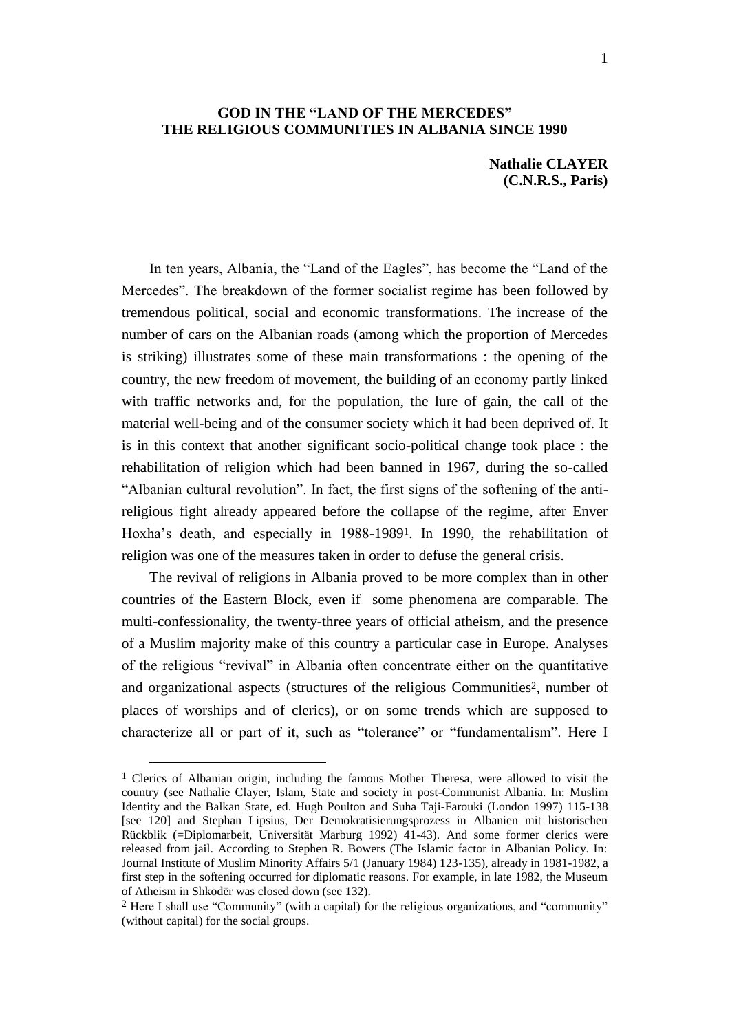**GOD IN THE "LAND OF THE MERCEDES"**
**THE RELIGIOUS COMMUNITIES IN ALBANIA SINCE 1990**

**Nathalie CLAYER**
**(C.N.R.S., Paris)**

In ten years, Albania, the "Land of the Eagles", has become the "Land of the Mercedes". The breakdown of the former socialist regime has been followed by tremendous political, social and economic transformations. The increase of the number of cars on the Albanian roads (among which the proportion of Mercedes is striking) illustrates some of these main transformations : the opening of the country, the new freedom of movement, the building of an economy partly linked with traffic networks and, for the population, the lure of gain, the call of the material well-being and of the consumer society which it had been deprived of. It is in this context that another significant socio-political change took place : the rehabilitation of religion which had been banned in 1967, during the so-called "Albanian cultural revolution". In fact, the first signs of the softening of the anti-religious fight already appeared before the collapse of the regime, after Enver Hoxha's death, and especially in 1988-1989[1]. In 1990, the rehabilitation of religion was one of the measures taken in order to defuse the general crisis.

The revival of religions in Albania proved to be more complex than in other countries of the Eastern Block, even if some phenomena are comparable. The multi-confessionality, the twenty-three years of official atheism, and the presence of a Muslim majority make of this country a particular case in Europe. Analyses of the religious "revival" in Albania often concentrate either on the quantitative and organizational aspects (structures of the religious Communities[2], number of places of worships and of clerics), or on some trends which are supposed to characterize all or part of it, such as "tolerance" or "fundamentalism". Here I

---

[1] Clerics of Albanian origin, including the famous Mother Theresa, were allowed to visit the country (see Nathalie Clayer, Islam, State and society in post-Communist Albania. In: Muslim Identity and the Balkan State, ed. Hugh Poulton and Suha Taji-Farouki (London 1997) 115-138 [see 120] and Stephan Lipsius, Der Demokratisierungsprozess in Albanien mit historischen Rückblik (=Diplomarbeit, Universität Marburg 1992) 41-43). And some former clerics were released from jail. According to Stephen R. Bowers (The Islamic factor in Albanian Policy. In: Journal Institute of Muslim Minority Affairs 5/1 (January 1984) 123-135), already in 1981-1982, a first step in the softening occurred for diplomatic reasons. For example, in late 1982, the Museum of Atheism in Shkodër was closed down (see 132).

[2] Here I shall use "Community" (with a capital) for the religious organizations, and "community" (without capital) for the social groups.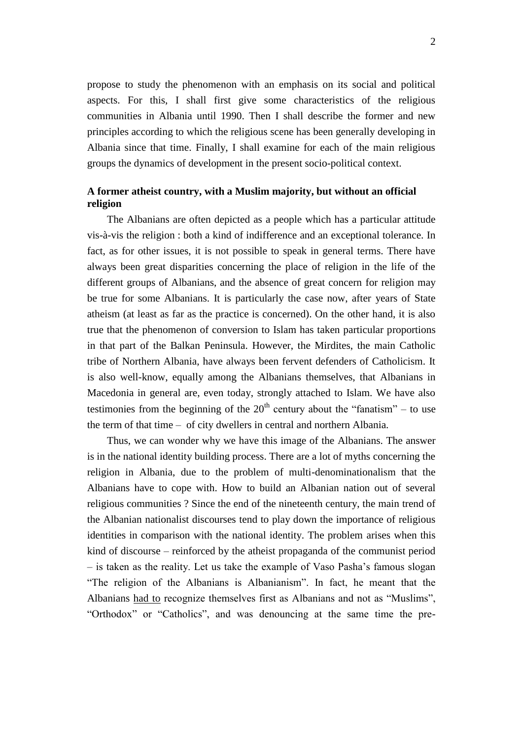propose to study the phenomenon with an emphasis on its social and political aspects. For this, I shall first give some characteristics of the religious communities in Albania until 1990. Then I shall describe the former and new principles according to which the religious scene has been generally developing in Albania since that time. Finally, I shall examine for each of the main religious groups the dynamics of development in the present socio-political context.

**A former atheist country, with a Muslim majority, but without an official religion**

The Albanians are often depicted as a people which has a particular attitude vis-à-vis the religion : both a kind of indifference and an exceptional tolerance. In fact, as for other issues, it is not possible to speak in general terms. There have always been great disparities concerning the place of religion in the life of the different groups of Albanians, and the absence of great concern for religion may be true for some Albanians. It is particularly the case now, after years of State atheism (at least as far as the practice is concerned). On the other hand, it is also true that the phenomenon of conversion to Islam has taken particular proportions in that part of the Balkan Peninsula. However, the Mirdites, the main Catholic tribe of Northern Albania, have always been fervent defenders of Catholicism. It is also well-know, equally among the Albanians themselves, that Albanians in Macedonia in general are, even today, strongly attached to Islam. We have also testimonies from the beginning of the 20th century about the "fanatism" – to use the term of that time – of city dwellers in central and northern Albania.

Thus, we can wonder why we have this image of the Albanians. The answer is in the national identity building process. There are a lot of myths concerning the religion in Albania, due to the problem of multi-denominationalism that the Albanians have to cope with. How to build an Albanian nation out of several religious communities ? Since the end of the nineteenth century, the main trend of the Albanian nationalist discourses tend to play down the importance of religious identities in comparison with the national identity. The problem arises when this kind of discourse – reinforced by the atheist propaganda of the communist period – is taken as the reality. Let us take the example of Vaso Pasha's famous slogan "The religion of the Albanians is Albanianism". In fact, he meant that the Albanians had to recognize themselves first as Albanians and not as "Muslims", "Orthodox" or "Catholics", and was denouncing at the same time the pre-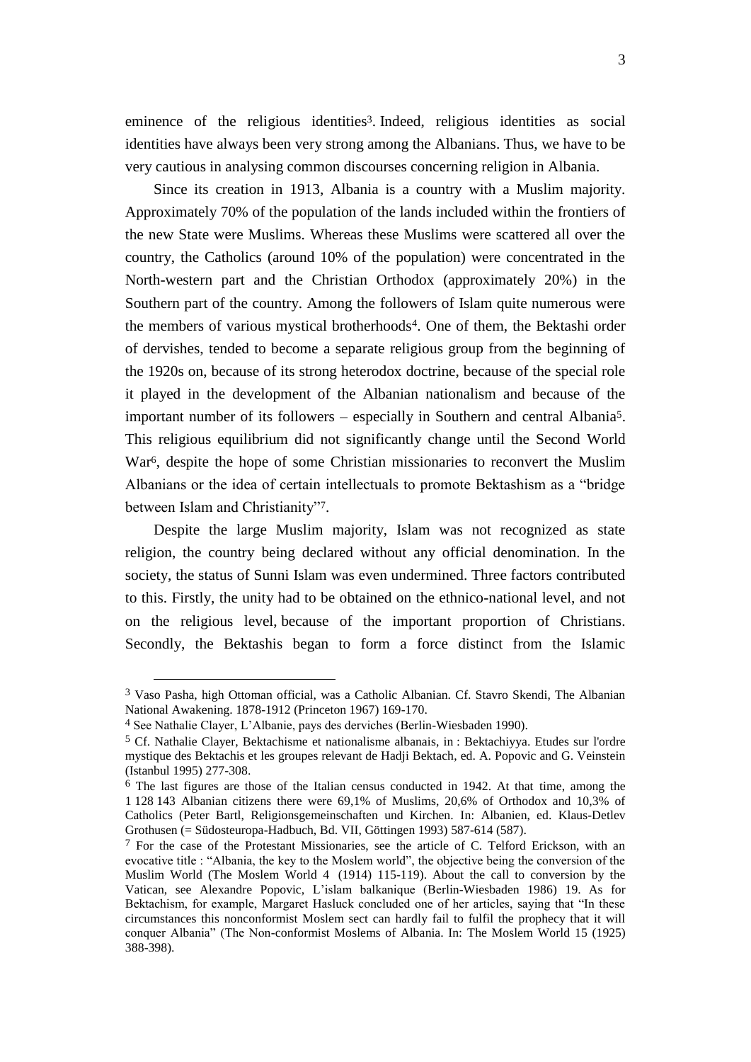eminence of the religious identities[3]. Indeed, religious identities as social identities have always been very strong among the Albanians. Thus, we have to be very cautious in analysing common discourses concerning religion in Albania.

Since its creation in 1913, Albania is a country with a Muslim majority. Approximately 70% of the population of the lands included within the frontiers of the new State were Muslims. Whereas these Muslims were scattered all over the country, the Catholics (around 10% of the population) were concentrated in the North-western part and the Christian Orthodox (approximately 20%) in the Southern part of the country. Among the followers of Islam quite numerous were the members of various mystical brotherhoods[4]. One of them, the Bektashi order of dervishes, tended to become a separate religious group from the beginning of the 1920s on, because of its strong heterodox doctrine, because of the special role it played in the development of the Albanian nationalism and because of the important number of its followers – especially in Southern and central Albania[5]. This religious equilibrium did not significantly change until the Second World War[6], despite the hope of some Christian missionaries to reconvert the Muslim Albanians or the idea of certain intellectuals to promote Bektashism as a "bridge between Islam and Christianity"[7].

Despite the large Muslim majority, Islam was not recognized as state religion, the country being declared without any official denomination. In the society, the status of Sunni Islam was even undermined. Three factors contributed to this. Firstly, the unity had to be obtained on the ethnico-national level, and not on the religious level, because of the important proportion of Christians. Secondly, the Bektashis began to form a force distinct from the Islamic

---

[3] Vaso Pasha, high Ottoman official, was a Catholic Albanian. Cf. Stavro Skendi, The Albanian National Awakening. 1878-1912 (Princeton 1967) 169-170.

[4] See Nathalie Clayer, L'Albanie, pays des derviches (Berlin-Wiesbaden 1990).

[5] Cf. Nathalie Clayer, Bektachisme et nationalisme albanais, in : Bektachiyya. Etudes sur l'ordre mystique des Bektachis et les groupes relevant de Hadji Bektach, ed. A. Popovic and G. Veinstein (Istanbul 1995) 277-308.

[6] The last figures are those of the Italian census conducted in 1942. At that time, among the 1 128 143 Albanian citizens there were 69,1% of Muslims, 20,6% of Orthodox and 10,3% of Catholics (Peter Bartl, Religionsgemeinschaften und Kirchen. In: Albanien, ed. Klaus-Detlev Grothusen (= Südosteuropa-Hadbuch, Bd. VII, Göttingen 1993) 587-614 (587).

[7] For the case of the Protestant Missionaries, see the article of C. Telford Erickson, with an evocative title : "Albania, the key to the Moslem world", the objective being the conversion of the Muslim World (The Moslem World 4 (1914) 115-119). About the call to conversion by the Vatican, see Alexandre Popovic, L'islam balkanique (Berlin-Wiesbaden 1986) 19. As for Bektachism, for example, Margaret Hasluck concluded one of her articles, saying that "In these circumstances this nonconformist Moslem sect can hardly fail to fulfil the prophecy that it will conquer Albania" (The Non-conformist Moslems of Albania. In: The Moslem World 15 (1925) 388-398).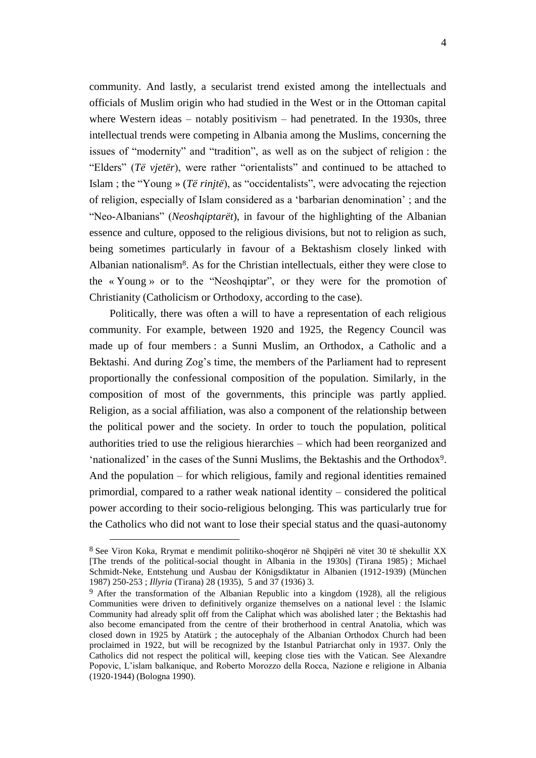community. And lastly, a secularist trend existed among the intellectuals and officials of Muslim origin who had studied in the West or in the Ottoman capital where Western ideas – notably positivism – had penetrated. In the 1930s, three intellectual trends were competing in Albania among the Muslims, concerning the issues of "modernity" and "tradition", as well as on the subject of religion : the "Elders" (*Të vjetër*), were rather "orientalists" and continued to be attached to Islam ; the "Young » (*Të rinjtë*), as "occidentalists", were advocating the rejection of religion, especially of Islam considered as a 'barbarian denomination' ; and the "Neo-Albanians" (*Neoshqiptarët*), in favour of the highlighting of the Albanian essence and culture, opposed to the religious divisions, but not to religion as such, being sometimes particularly in favour of a Bektashism closely linked with Albanian nationalism[8]. As for the Christian intellectuals, either they were close to the « Young » or to the "Neoshqiptar", or they were for the promotion of Christianity (Catholicism or Orthodoxy, according to the case).

Politically, there was often a will to have a representation of each religious community. For example, between 1920 and 1925, the Regency Council was made up of four members : a Sunni Muslim, an Orthodox, a Catholic and a Bektashi. And during Zog's time, the members of the Parliament had to represent proportionally the confessional composition of the population. Similarly, in the composition of most of the governments, this principle was partly applied. Religion, as a social affiliation, was also a component of the relationship between the political power and the society. In order to touch the population, political authorities tried to use the religious hierarchies – which had been reorganized and 'nationalized' in the cases of the Sunni Muslims, the Bektashis and the Orthodox[9]. And the population – for which religious, family and regional identities remained primordial, compared to a rather weak national identity – considered the political power according to their socio-religious belonging. This was particularly true for the Catholics who did not want to lose their special status and the quasi-autonomy

---

[8] See Viron Koka, Rrymat e mendimit politiko-shoqëror në Shqipëri në vitet 30 të shekullit XX [The trends of the political-social thought in Albania in the 1930s] (Tirana 1985) ; Michael Schmidt-Neke, Entstehung und Ausbau der Königsdiktatur in Albanien (1912-1939) (München 1987) 250-253 ; *Illyria* (Tirana) 28 (1935), 5 and 37 (1936) 3.

[9] After the transformation of the Albanian Republic into a kingdom (1928), all the religious Communities were driven to definitively organize themselves on a national level : the Islamic Community had already split off from the Caliphat which was abolished later ; the Bektashis had also become emancipated from the centre of their brotherhood in central Anatolia, which was closed down in 1925 by Atatürk ; the autocephaly of the Albanian Orthodox Church had been proclaimed in 1922, but will be recognized by the Istanbul Patriarchat only in 1937. Only the Catholics did not respect the political will, keeping close ties with the Vatican. See Alexandre Popovic, L'islam balkanique, and Roberto Morozzo della Rocca, Nazione e religione in Albania (1920-1944) (Bologna 1990).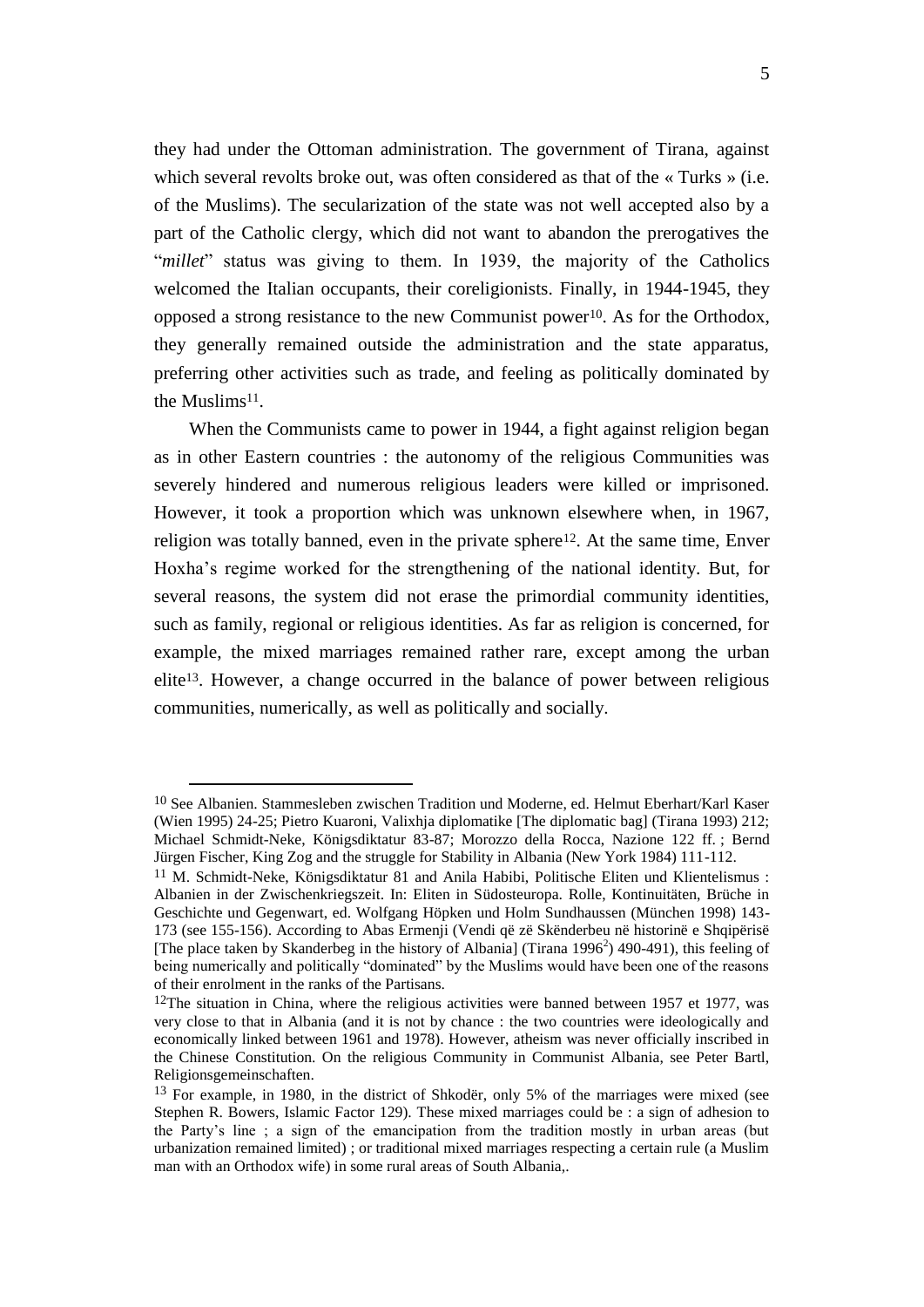they had under the Ottoman administration. The government of Tirana, against which several revolts broke out, was often considered as that of the « Turks » (i.e. of the Muslims). The secularization of the state was not well accepted also by a part of the Catholic clergy, which did not want to abandon the prerogatives the "*millet*" status was giving to them. In 1939, the majority of the Catholics welcomed the Italian occupants, their coreligionists. Finally, in 1944-1945, they opposed a strong resistance to the new Communist power[10]. As for the Orthodox, they generally remained outside the administration and the state apparatus, preferring other activities such as trade, and feeling as politically dominated by the Muslims[11].

When the Communists came to power in 1944, a fight against religion began as in other Eastern countries : the autonomy of the religious Communities was severely hindered and numerous religious leaders were killed or imprisoned. However, it took a proportion which was unknown elsewhere when, in 1967, religion was totally banned, even in the private sphere[12]. At the same time, Enver Hoxha's regime worked for the strengthening of the national identity. But, for several reasons, the system did not erase the primordial community identities, such as family, regional or religious identities. As far as religion is concerned, for example, the mixed marriages remained rather rare, except among the urban elite[13]. However, a change occurred in the balance of power between religious communities, numerically, as well as politically and socially.

---

[10] See Albanien. Stammesleben zwischen Tradition und Moderne, ed. Helmut Eberhart/Karl Kaser (Wien 1995) 24-25; Pietro Kuaroni, Valixhja diplomatike [The diplomatic bag] (Tirana 1993) 212; Michael Schmidt-Neke, Königsdiktatur 83-87; Morozzo della Rocca, Nazione 122 ff. ; Bernd Jürgen Fischer, King Zog and the struggle for Stability in Albania (New York 1984) 111-112.

[11] M. Schmidt-Neke, Königsdiktatur 81 and Anila Habibi, Politische Eliten und Klientelismus : Albanien in der Zwischenkriegszeit. In: Eliten in Südosteuropa. Rolle, Kontinuitäten, Brüche in Geschichte und Gegenwart, ed. Wolfgang Höpken und Holm Sundhaussen (München 1998) 143-173 (see 155-156). According to Abas Ermenji (Vendi që zë Skënderbeu në historinë e Shqipërisë [The place taken by Skanderbeg in the history of Albania] (Tirana 1996[2]) 490-491), this feeling of being numerically and politically "dominated" by the Muslims would have been one of the reasons of their enrolment in the ranks of the Partisans.

[12] The situation in China, where the religious activities were banned between 1957 et 1977, was very close to that in Albania (and it is not by chance : the two countries were ideologically and economically linked between 1961 and 1978). However, atheism was never officially inscribed in the Chinese Constitution. On the religious Community in Communist Albania, see Peter Bartl, Religionsgemeinschaften.

[13] For example, in 1980, in the district of Shkodër, only 5% of the marriages were mixed (see Stephen R. Bowers, Islamic Factor 129). These mixed marriages could be : a sign of adhesion to the Party's line ; a sign of the emancipation from the tradition mostly in urban areas (but urbanization remained limited) ; or traditional mixed marriages respecting a certain rule (a Muslim man with an Orthodox wife) in some rural areas of South Albania,.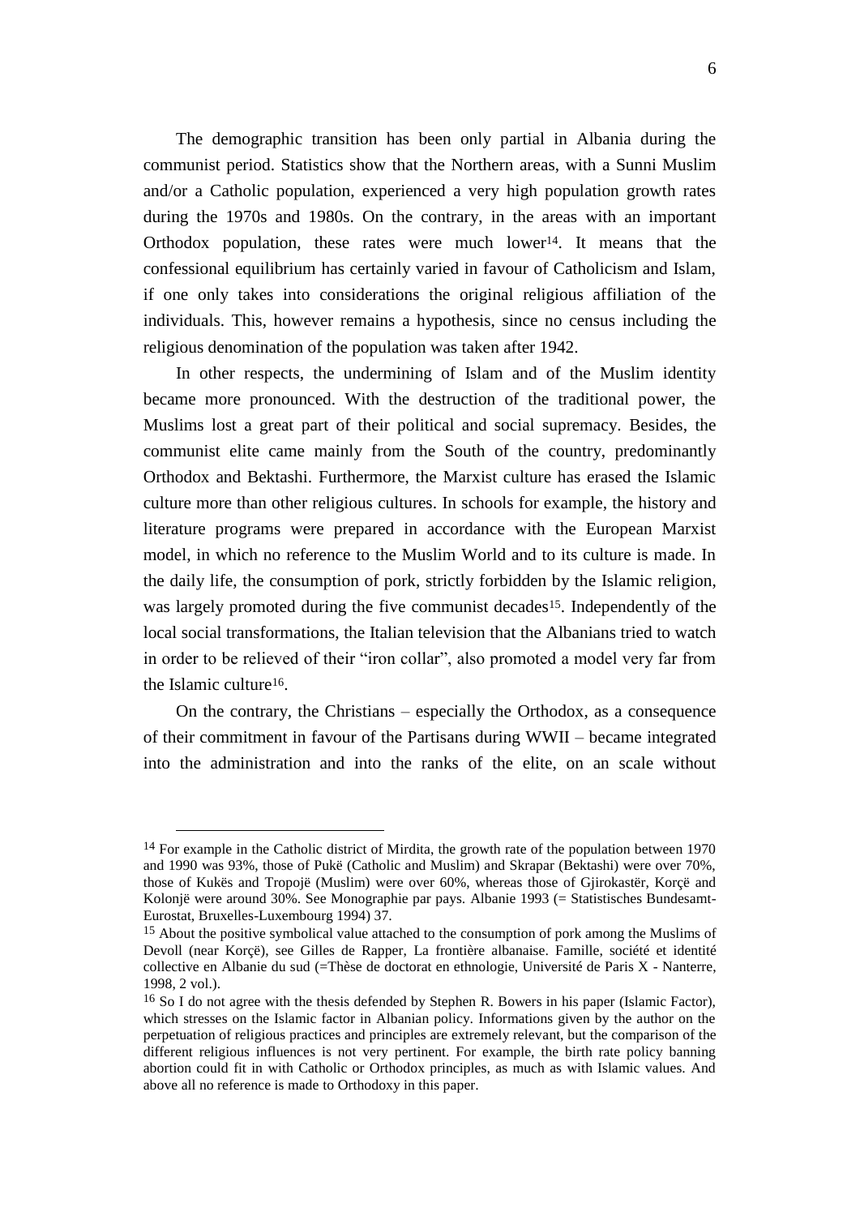The demographic transition has been only partial in Albania during the communist period. Statistics show that the Northern areas, with a Sunni Muslim and/or a Catholic population, experienced a very high population growth rates during the 1970s and 1980s. On the contrary, in the areas with an important Orthodox population, these rates were much lower[14]. It means that the confessional equilibrium has certainly varied in favour of Catholicism and Islam, if one only takes into considerations the original religious affiliation of the individuals. This, however remains a hypothesis, since no census including the religious denomination of the population was taken after 1942.

In other respects, the undermining of Islam and of the Muslim identity became more pronounced. With the destruction of the traditional power, the Muslims lost a great part of their political and social supremacy. Besides, the communist elite came mainly from the South of the country, predominantly Orthodox and Bektashi. Furthermore, the Marxist culture has erased the Islamic culture more than other religious cultures. In schools for example, the history and literature programs were prepared in accordance with the European Marxist model, in which no reference to the Muslim World and to its culture is made. In the daily life, the consumption of pork, strictly forbidden by the Islamic religion, was largely promoted during the five communist decades[15]. Independently of the local social transformations, the Italian television that the Albanians tried to watch in order to be relieved of their "iron collar", also promoted a model very far from the Islamic culture[16].

On the contrary, the Christians – especially the Orthodox, as a consequence of their commitment in favour of the Partisans during WWII – became integrated into the administration and into the ranks of the elite, on an scale without

---

[14] For example in the Catholic district of Mirdita, the growth rate of the population between 1970 and 1990 was 93%, those of Pukë (Catholic and Muslim) and Skrapar (Bektashi) were over 70%, those of Kukës and Tropojë (Muslim) were over 60%, whereas those of Gjirokastër, Korçë and Kolonjë were around 30%. See Monographie par pays. Albanie 1993 (= Statistisches Bundesamt-Eurostat, Bruxelles-Luxembourg 1994) 37.

[15] About the positive symbolical value attached to the consumption of pork among the Muslims of Devoll (near Korçë), see Gilles de Rapper, La frontière albanaise. Famille, société et identité collective en Albanie du sud (=Thèse de doctorat en ethnologie, Université de Paris X - Nanterre, 1998, 2 vol.).

[16] So I do not agree with the thesis defended by Stephen R. Bowers in his paper (Islamic Factor), which stresses on the Islamic factor in Albanian policy. Informations given by the author on the perpetuation of religious practices and principles are extremely relevant, but the comparison of the different religious influences is not very pertinent. For example, the birth rate policy banning abortion could fit in with Catholic or Orthodox principles, as much as with Islamic values. And above all no reference is made to Orthodoxy in this paper.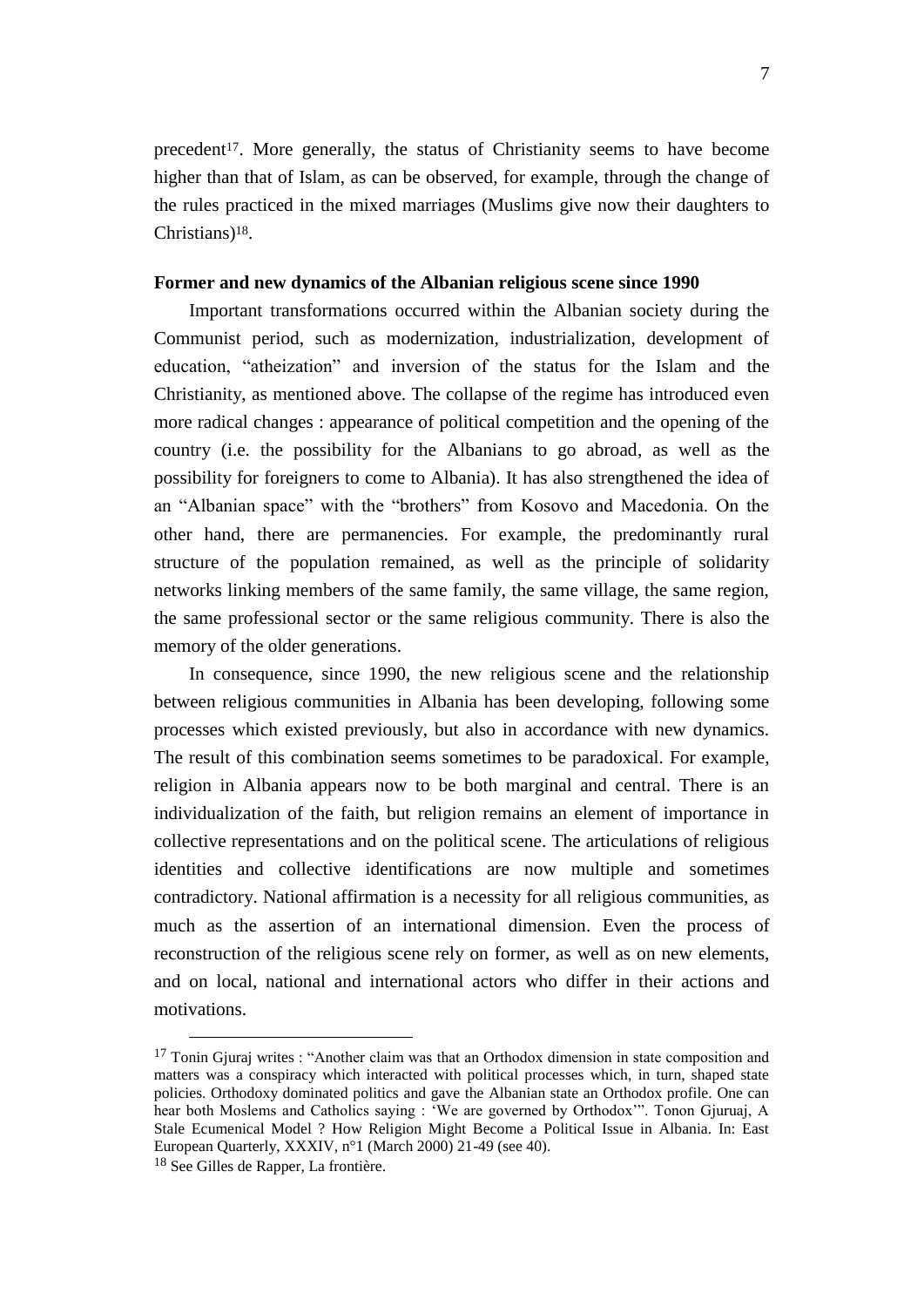precedent[17]. More generally, the status of Christianity seems to have become higher than that of Islam, as can be observed, for example, through the change of the rules practiced in the mixed marriages (Muslims give now their daughters to Christians)[18].

## Former and new dynamics of the Albanian religious scene since 1990

Important transformations occurred within the Albanian society during the Communist period, such as modernization, industrialization, development of education, "atheization" and inversion of the status for the Islam and the Christianity, as mentioned above. The collapse of the regime has introduced even more radical changes : appearance of political competition and the opening of the country (i.e. the possibility for the Albanians to go abroad, as well as the possibility for foreigners to come to Albania). It has also strengthened the idea of an "Albanian space" with the "brothers" from Kosovo and Macedonia. On the other hand, there are permanencies. For example, the predominantly rural structure of the population remained, as well as the principle of solidarity networks linking members of the same family, the same village, the same region, the same professional sector or the same religious community. There is also the memory of the older generations.

In consequence, since 1990, the new religious scene and the relationship between religious communities in Albania has been developing, following some processes which existed previously, but also in accordance with new dynamics. The result of this combination seems sometimes to be paradoxical. For example, religion in Albania appears now to be both marginal and central. There is an individualization of the faith, but religion remains an element of importance in collective representations and on the political scene. The articulations of religious identities and collective identifications are now multiple and sometimes contradictory. National affirmation is a necessity for all religious communities, as much as the assertion of an international dimension. Even the process of reconstruction of the religious scene rely on former, as well as on new elements, and on local, national and international actors who differ in their actions and motivations.

---

[17] Tonin Gjuraj writes : "Another claim was that an Orthodox dimension in state composition and matters was a conspiracy which interacted with political processes which, in turn, shaped state policies. Orthodoxy dominated politics and gave the Albanian state an Orthodox profile. One can hear both Moslems and Catholics saying : 'We are governed by Orthodox'". Tonon Gjuruaj, A Stale Ecumenical Model ? How Religion Might Become a Political Issue in Albania. In: East European Quarterly, XXXIV, n°1 (March 2000) 21-49 (see 40).

[18] See Gilles de Rapper, La frontière.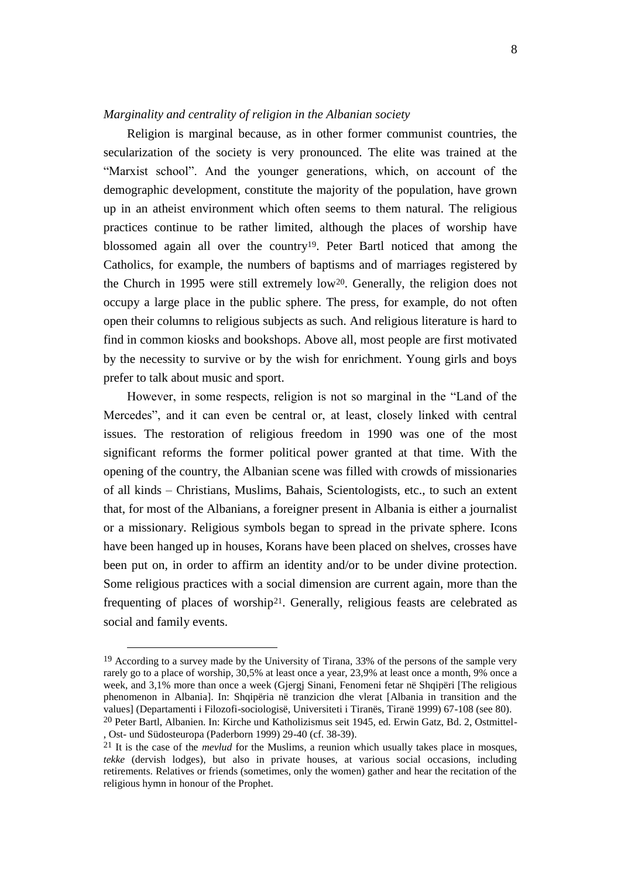*Marginality and centrality of religion in the Albanian society*

Religion is marginal because, as in other former communist countries, the secularization of the society is very pronounced. The elite was trained at the "Marxist school". And the younger generations, which, on account of the demographic development, constitute the majority of the population, have grown up in an atheist environment which often seems to them natural. The religious practices continue to be rather limited, although the places of worship have blossomed again all over the country[19]. Peter Bartl noticed that among the Catholics, for example, the numbers of baptisms and of marriages registered by the Church in 1995 were still extremely low[20]. Generally, the religion does not occupy a large place in the public sphere. The press, for example, do not often open their columns to religious subjects as such. And religious literature is hard to find in common kiosks and bookshops. Above all, most people are first motivated by the necessity to survive or by the wish for enrichment. Young girls and boys prefer to talk about music and sport.

However, in some respects, religion is not so marginal in the "Land of the Mercedes", and it can even be central or, at least, closely linked with central issues. The restoration of religious freedom in 1990 was one of the most significant reforms the former political power granted at that time. With the opening of the country, the Albanian scene was filled with crowds of missionaries of all kinds – Christians, Muslims, Bahais, Scientologists, etc., to such an extent that, for most of the Albanians, a foreigner present in Albania is either a journalist or a missionary. Religious symbols began to spread in the private sphere. Icons have been hanged up in houses, Korans have been placed on shelves, crosses have been put on, in order to affirm an identity and/or to be under divine protection. Some religious practices with a social dimension are current again, more than the frequenting of places of worship[21]. Generally, religious feasts are celebrated as social and family events.

[19] According to a survey made by the University of Tirana, 33% of the persons of the sample very rarely go to a place of worship, 30,5% at least once a year, 23,9% at least once a month, 9% once a week, and 3,1% more than once a week (Gjergj Sinani, Fenomeni fetar në Shqipëri [The religious phenomenon in Albania]. In: Shqipëria në tranzicion dhe vlerat [Albania in transition and the values] (Departamenti i Filozofi-sociologisë, Universiteti i Tiranës, Tiranë 1999) 67-108 (see 80).

[20] Peter Bartl, Albanien. In: Kirche und Katholizismus seit 1945, ed. Erwin Gatz, Bd. 2, Ostmittel-, Ost- und Südosteuropa (Paderborn 1999) 29-40 (cf. 38-39).

[21] It is the case of the *mevlud* for the Muslims, a reunion which usually takes place in mosques, *tekke* (dervish lodges), but also in private houses, at various social occasions, including retirements. Relatives or friends (sometimes, only the women) gather and hear the recitation of the religious hymn in honour of the Prophet.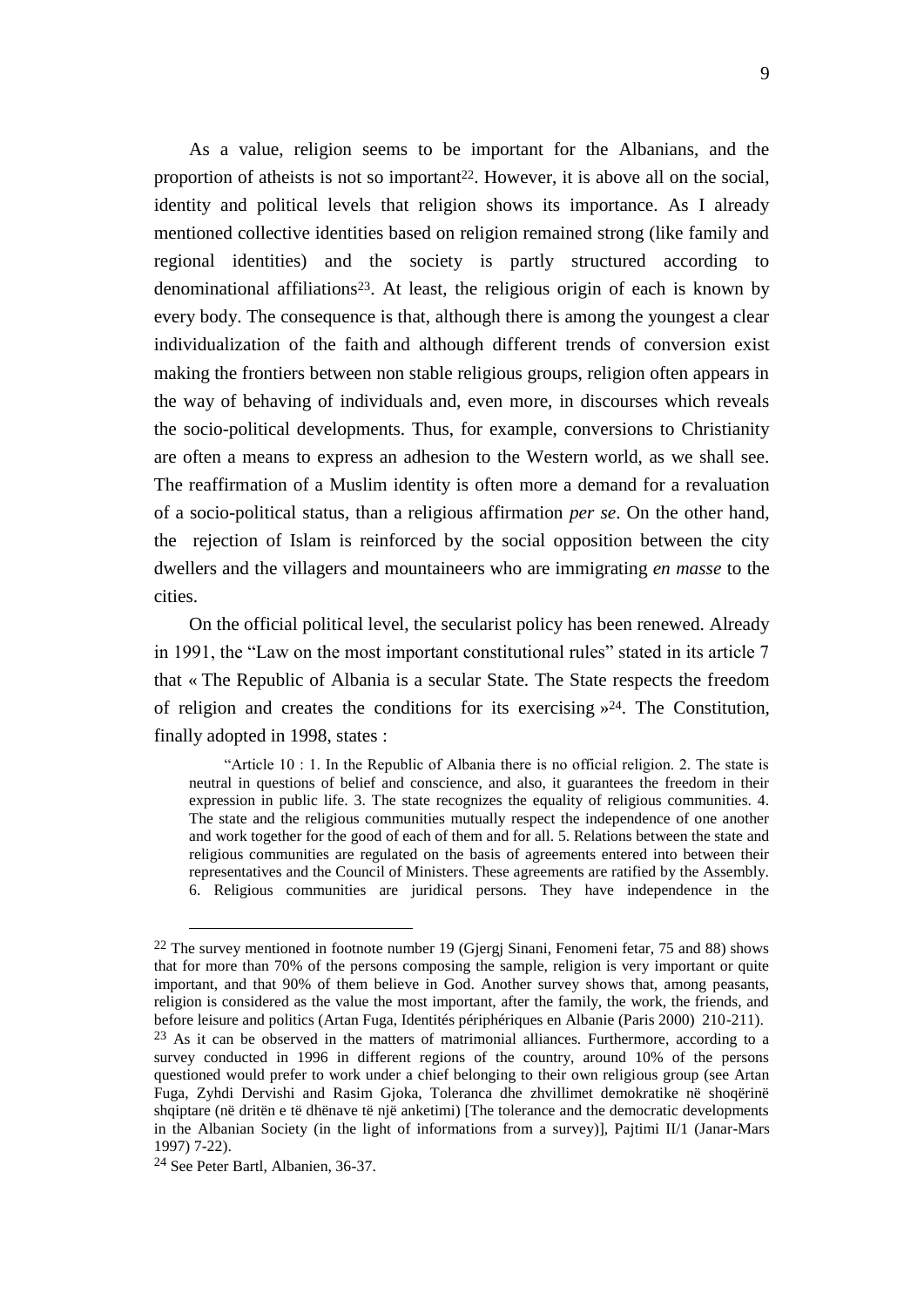As a value, religion seems to be important for the Albanians, and the proportion of atheists is not so important[22]. However, it is above all on the social, identity and political levels that religion shows its importance. As I already mentioned collective identities based on religion remained strong (like family and regional identities) and the society is partly structured according to denominational affiliations[23]. At least, the religious origin of each is known by every body. The consequence is that, although there is among the youngest a clear individualization of the faith and although different trends of conversion exist making the frontiers between non stable religious groups, religion often appears in the way of behaving of individuals and, even more, in discourses which reveals the socio-political developments. Thus, for example, conversions to Christianity are often a means to express an adhesion to the Western world, as we shall see. The reaffirmation of a Muslim identity is often more a demand for a revaluation of a socio-political status, than a religious affirmation *per se*. On the other hand, the rejection of Islam is reinforced by the social opposition between the city dwellers and the villagers and mountaineers who are immigrating *en masse* to the cities.

On the official political level, the secularist policy has been renewed. Already in 1991, the "Law on the most important constitutional rules" stated in its article 7 that « The Republic of Albania is a secular State. The State respects the freedom of religion and creates the conditions for its exercising »[24]. The Constitution, finally adopted in 1998, states :

> "Article 10 : 1. In the Republic of Albania there is no official religion. 2. The state is neutral in questions of belief and conscience, and also, it guarantees the freedom in their expression in public life. 3. The state recognizes the equality of religious communities. 4. The state and the religious communities mutually respect the independence of one another and work together for the good of each of them and for all. 5. Relations between the state and religious communities are regulated on the basis of agreements entered into between their representatives and the Council of Ministers. These agreements are ratified by the Assembly. 6. Religious communities are juridical persons. They have independence in the

---

[22] The survey mentioned in footnote number 19 (Gjergj Sinani, Fenomeni fetar, 75 and 88) shows that for more than 70% of the persons composing the sample, religion is very important or quite important, and that 90% of them believe in God. Another survey shows that, among peasants, religion is considered as the value the most important, after the family, the work, the friends, and before leisure and politics (Artan Fuga, Identités périphériques en Albanie (Paris 2000) 210-211).

[23] As it can be observed in the matters of matrimonial alliances. Furthermore, according to a survey conducted in 1996 in different regions of the country, around 10% of the persons questioned would prefer to work under a chief belonging to their own religious group (see Artan Fuga, Zyhdi Dervishi and Rasim Gjoka, Toleranca dhe zhvillimet demokratike në shoqërinë shqiptare (në dritën e të dhënave të një anketimi) [The tolerance and the democratic developments in the Albanian Society (in the light of informations from a survey)], Pajtimi II/1 (Janar-Mars 1997) 7-22).

[24] See Peter Bartl, Albanien, 36-37.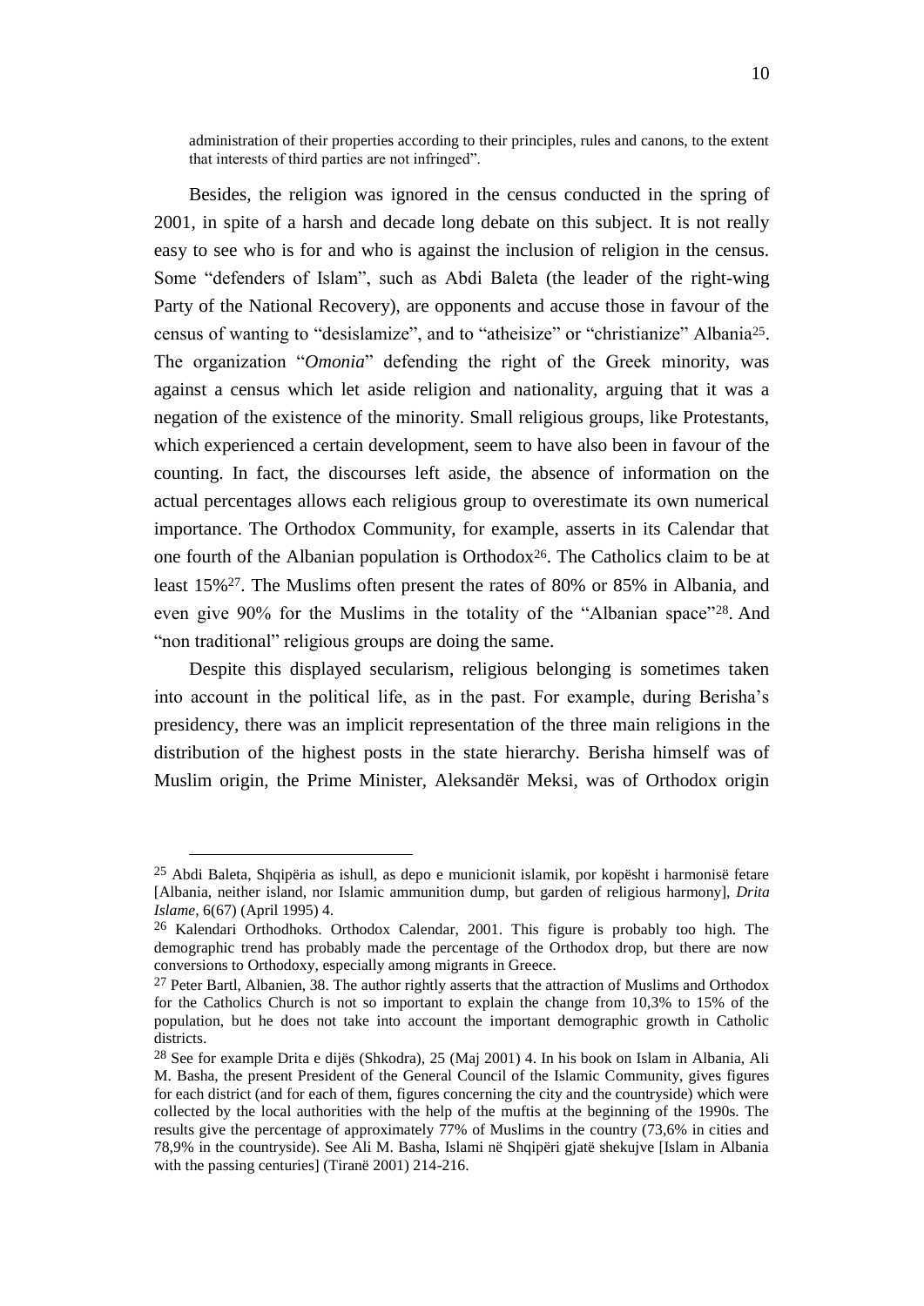administration of their properties according to their principles, rules and canons, to the extent that interests of third parties are not infringed".

Besides, the religion was ignored in the census conducted in the spring of 2001, in spite of a harsh and decade long debate on this subject. It is not really easy to see who is for and who is against the inclusion of religion in the census. Some "defenders of Islam", such as Abdi Baleta (the leader of the right-wing Party of the National Recovery), are opponents and accuse those in favour of the census of wanting to "desislamize", and to "atheisize" or "christianize" Albania[25]. The organization "*Omonia*" defending the right of the Greek minority, was against a census which let aside religion and nationality, arguing that it was a negation of the existence of the minority. Small religious groups, like Protestants, which experienced a certain development, seem to have also been in favour of the counting. In fact, the discourses left aside, the absence of information on the actual percentages allows each religious group to overestimate its own numerical importance. The Orthodox Community, for example, asserts in its Calendar that one fourth of the Albanian population is Orthodox[26]. The Catholics claim to be at least 15%[27]. The Muslims often present the rates of 80% or 85% in Albania, and even give 90% for the Muslims in the totality of the "Albanian space"[28]. And "non traditional" religious groups are doing the same.

Despite this displayed secularism, religious belonging is sometimes taken into account in the political life, as in the past. For example, during Berisha's presidency, there was an implicit representation of the three main religions in the distribution of the highest posts in the state hierarchy. Berisha himself was of Muslim origin, the Prime Minister, Aleksandër Meksi, was of Orthodox origin

---

[25] Abdi Baleta, Shqipëria as ishull, as depo e municionit islamik, por kopësht i harmonisë fetare [Albania, neither island, nor Islamic ammunition dump, but garden of religious harmony], *Drita Islame*, 6(67) (April 1995) 4.

[26] Kalendari Orthodhoks. Orthodox Calendar, 2001. This figure is probably too high. The demographic trend has probably made the percentage of the Orthodox drop, but there are now conversions to Orthodoxy, especially among migrants in Greece.

[27] Peter Bartl, Albanien, 38. The author rightly asserts that the attraction of Muslims and Orthodox for the Catholics Church is not so important to explain the change from 10,3% to 15% of the population, but he does not take into account the important demographic growth in Catholic districts.

[28] See for example Drita e dijës (Shkodra), 25 (Maj 2001) 4. In his book on Islam in Albania, Ali M. Basha, the present President of the General Council of the Islamic Community, gives figures for each district (and for each of them, figures concerning the city and the countryside) which were collected by the local authorities with the help of the muftis at the beginning of the 1990s. The results give the percentage of approximately 77% of Muslims in the country (73,6% in cities and 78,9% in the countryside). See Ali M. Basha, Islami në Shqipëri gjatë shekujve [Islam in Albania with the passing centuries] (Tiranë 2001) 214-216.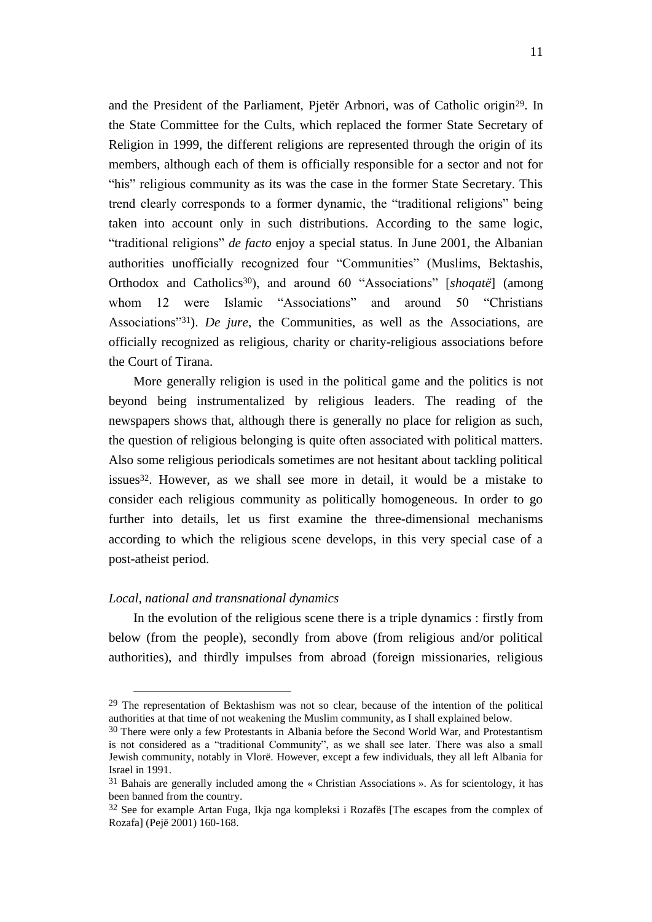and the President of the Parliament, Pjetër Arbnori, was of Catholic origin[29]. In the State Committee for the Cults, which replaced the former State Secretary of Religion in 1999, the different religions are represented through the origin of its members, although each of them is officially responsible for a sector and not for "his" religious community as its was the case in the former State Secretary. This trend clearly corresponds to a former dynamic, the "traditional religions" being taken into account only in such distributions. According to the same logic, "traditional religions" *de facto* enjoy a special status. In June 2001, the Albanian authorities unofficially recognized four "Communities" (Muslims, Bektashis, Orthodox and Catholics[30]), and around 60 "Associations" [*shoqatë*] (among whom 12 were Islamic "Associations" and around 50 "Christians Associations"[31]). *De jure*, the Communities, as well as the Associations, are officially recognized as religious, charity or charity-religious associations before the Court of Tirana.

More generally religion is used in the political game and the politics is not beyond being instrumentalized by religious leaders. The reading of the newspapers shows that, although there is generally no place for religion as such, the question of religious belonging is quite often associated with political matters. Also some religious periodicals sometimes are not hesitant about tackling political issues[32]. However, as we shall see more in detail, it would be a mistake to consider each religious community as politically homogeneous. In order to go further into details, let us first examine the three-dimensional mechanisms according to which the religious scene develops, in this very special case of a post-atheist period.

*Local, national and transnational dynamics*

In the evolution of the religious scene there is a triple dynamics : firstly from below (from the people), secondly from above (from religious and/or political authorities), and thirdly impulses from abroad (foreign missionaries, religious

---

[29] The representation of Bektashism was not so clear, because of the intention of the political authorities at that time of not weakening the Muslim community, as I shall explained below.

[30] There were only a few Protestants in Albania before the Second World War, and Protestantism is not considered as a "traditional Community", as we shall see later. There was also a small Jewish community, notably in Vlorë. However, except a few individuals, they all left Albania for Israel in 1991.

[31] Bahais are generally included among the « Christian Associations ». As for scientology, it has been banned from the country.

[32] See for example Artan Fuga, Ikja nga kompleksi i Rozafës [The escapes from the complex of Rozafa] (Pejë 2001) 160-168.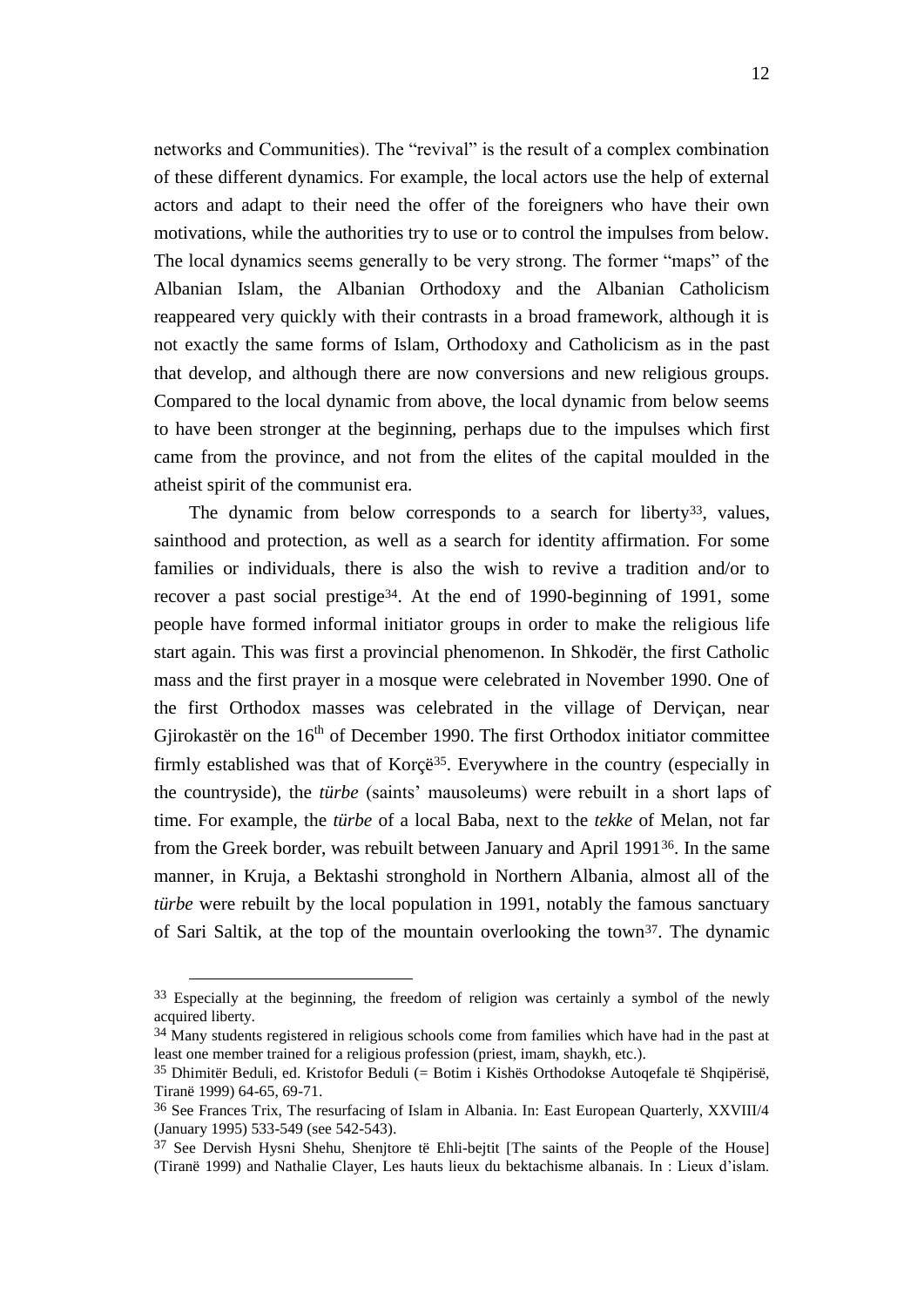networks and Communities). The "revival" is the result of a complex combination of these different dynamics. For example, the local actors use the help of external actors and adapt to their need the offer of the foreigners who have their own motivations, while the authorities try to use or to control the impulses from below. The local dynamics seems generally to be very strong. The former "maps" of the Albanian Islam, the Albanian Orthodoxy and the Albanian Catholicism reappeared very quickly with their contrasts in a broad framework, although it is not exactly the same forms of Islam, Orthodoxy and Catholicism as in the past that develop, and although there are now conversions and new religious groups. Compared to the local dynamic from above, the local dynamic from below seems to have been stronger at the beginning, perhaps due to the impulses which first came from the province, and not from the elites of the capital moulded in the atheist spirit of the communist era.

The dynamic from below corresponds to a search for liberty[33], values, sainthood and protection, as well as a search for identity affirmation. For some families or individuals, there is also the wish to revive a tradition and/or to recover a past social prestige[34]. At the end of 1990-beginning of 1991, some people have formed informal initiator groups in order to make the religious life start again. This was first a provincial phenomenon. In Shkodër, the first Catholic mass and the first prayer in a mosque were celebrated in November 1990. One of the first Orthodox masses was celebrated in the village of Derviçan, near Gjirokastër on the 16th of December 1990. The first Orthodox initiator committee firmly established was that of Korçë[35]. Everywhere in the country (especially in the countryside), the *türbe* (saints' mausoleums) were rebuilt in a short laps of time. For example, the *türbe* of a local Baba, next to the *tekke* of Melan, not far from the Greek border, was rebuilt between January and April 1991[36]. In the same manner, in Kruja, a Bektashi stronghold in Northern Albania, almost all of the *türbe* were rebuilt by the local population in 1991, notably the famous sanctuary of Sari Saltik, at the top of the mountain overlooking the town[37]. The dynamic

---

[33] Especially at the beginning, the freedom of religion was certainly a symbol of the newly acquired liberty.

[34] Many students registered in religious schools come from families which have had in the past at least one member trained for a religious profession (priest, imam, shaykh, etc.).

[35] Dhimitër Beduli, ed. Kristofor Beduli (= Botim i Kishës Orthodokse Autoqefale të Shqipërisë, Tiranë 1999) 64-65, 69-71.

[36] See Frances Trix, The resurfacing of Islam in Albania. In: East European Quarterly, XXVIII/4 (January 1995) 533-549 (see 542-543).

[37] See Dervish Hysni Shehu, Shenjtore të Ehli-bejtit [The saints of the People of the House] (Tiranë 1999) and Nathalie Clayer, Les hauts lieux du bektachisme albanais. In : Lieux d'islam.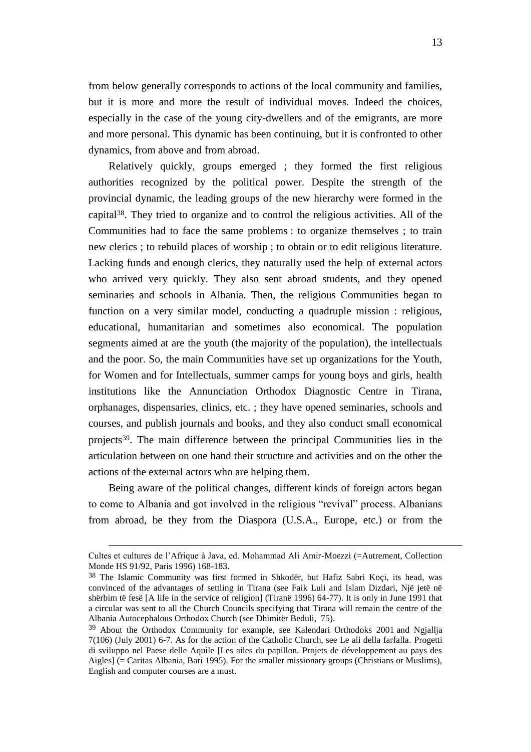from below generally corresponds to actions of the local community and families, but it is more and more the result of individual moves. Indeed the choices, especially in the case of the young city-dwellers and of the emigrants, are more and more personal. This dynamic has been continuing, but it is confronted to other dynamics, from above and from abroad.

Relatively quickly, groups emerged ; they formed the first religious authorities recognized by the political power. Despite the strength of the provincial dynamic, the leading groups of the new hierarchy were formed in the capital[38]. They tried to organize and to control the religious activities. All of the Communities had to face the same problems : to organize themselves ; to train new clerics ; to rebuild places of worship ; to obtain or to edit religious literature. Lacking funds and enough clerics, they naturally used the help of external actors who arrived very quickly. They also sent abroad students, and they opened seminaries and schools in Albania. Then, the religious Communities began to function on a very similar model, conducting a quadruple mission : religious, educational, humanitarian and sometimes also economical. The population segments aimed at are the youth (the majority of the population), the intellectuals and the poor. So, the main Communities have set up organizations for the Youth, for Women and for Intellectuals, summer camps for young boys and girls, health institutions like the Annunciation Orthodox Diagnostic Centre in Tirana, orphanages, dispensaries, clinics, etc. ; they have opened seminaries, schools and courses, and publish journals and books, and they also conduct small economical projects[39]. The main difference between the principal Communities lies in the articulation between on one hand their structure and activities and on the other the actions of the external actors who are helping them.

Being aware of the political changes, different kinds of foreign actors began to come to Albania and got involved in the religious "revival" process. Albanians from abroad, be they from the Diaspora (U.S.A., Europe, etc.) or from the

---

Cultes et cultures de l'Afrique à Java, ed. Mohammad Ali Amir-Moezzi (=Autrement, Collection Monde HS 91/92, Paris 1996) 168-183.

[38] The Islamic Community was first formed in Shkodër, but Hafiz Sabri Koçi, its head, was convinced of the advantages of settling in Tirana (see Faik Luli and Islam Dizdari, Një jetë në shërbim të fesë [A life in the service of religion] (Tiranë 1996) 64-77). It is only in June 1991 that a circular was sent to all the Church Councils specifying that Tirana will remain the centre of the Albania Autocephalous Orthodox Church (see Dhimitër Beduli, 75).

[39] About the Orthodox Community for example, see Kalendari Orthodoks 2001 and Ngjallja 7(106) (July 2001) 6-7. As for the action of the Catholic Church, see Le ali della farfalla. Progetti di sviluppo nel Paese delle Aquile [Les ailes du papillon. Projets de développement au pays des Aigles] (= Caritas Albania, Bari 1995). For the smaller missionary groups (Christians or Muslims), English and computer courses are a must.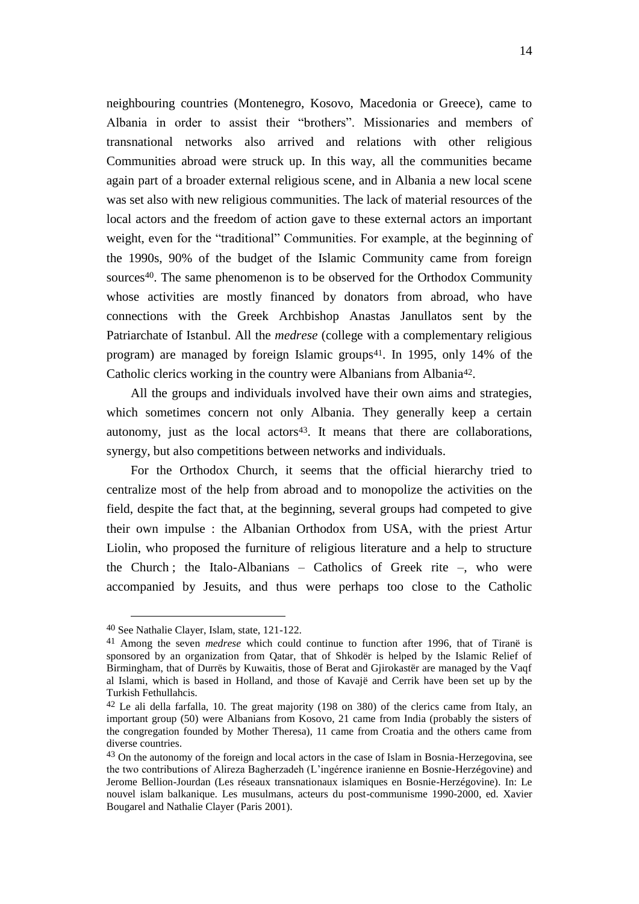neighbouring countries (Montenegro, Kosovo, Macedonia or Greece), came to Albania in order to assist their "brothers". Missionaries and members of transnational networks also arrived and relations with other religious Communities abroad were struck up. In this way, all the communities became again part of a broader external religious scene, and in Albania a new local scene was set also with new religious communities. The lack of material resources of the local actors and the freedom of action gave to these external actors an important weight, even for the "traditional" Communities. For example, at the beginning of the 1990s, 90% of the budget of the Islamic Community came from foreign sources[40]. The same phenomenon is to be observed for the Orthodox Community whose activities are mostly financed by donators from abroad, who have connections with the Greek Archbishop Anastas Janullatos sent by the Patriarchate of Istanbul. All the *medrese* (college with a complementary religious program) are managed by foreign Islamic groups[41]. In 1995, only 14% of the Catholic clerics working in the country were Albanians from Albania[42].

All the groups and individuals involved have their own aims and strategies, which sometimes concern not only Albania. They generally keep a certain autonomy, just as the local actors[43]. It means that there are collaborations, synergy, but also competitions between networks and individuals.

For the Orthodox Church, it seems that the official hierarchy tried to centralize most of the help from abroad and to monopolize the activities on the field, despite the fact that, at the beginning, several groups had competed to give their own impulse : the Albanian Orthodox from USA, with the priest Artur Liolin, who proposed the furniture of religious literature and a help to structure the Church ; the Italo-Albanians – Catholics of Greek rite –, who were accompanied by Jesuits, and thus were perhaps too close to the Catholic

---

[40] See Nathalie Clayer, Islam, state, 121-122.

[41] Among the seven *medrese* which could continue to function after 1996, that of Tiranë is sponsored by an organization from Qatar, that of Shkodër is helped by the Islamic Relief of Birmingham, that of Durrës by Kuwaitis, those of Berat and Gjirokastër are managed by the Vaqf al Islami, which is based in Holland, and those of Kavajë and Cerrik have been set up by the Turkish Fethullahcis.

[42] Le ali della farfalla, 10. The great majority (198 on 380) of the clerics came from Italy, an important group (50) were Albanians from Kosovo, 21 came from India (probably the sisters of the congregation founded by Mother Theresa), 11 came from Croatia and the others came from diverse countries.

[43] On the autonomy of the foreign and local actors in the case of Islam in Bosnia-Herzegovina, see the two contributions of Alireza Bagherzadeh (L'ingérence iranienne en Bosnie-Herzégovine) and Jerome Bellion-Jourdan (Les réseaux transnationaux islamiques en Bosnie-Herzégovine). In: Le nouvel islam balkanique. Les musulmans, acteurs du post-communisme 1990-2000, ed. Xavier Bougarel and Nathalie Clayer (Paris 2001).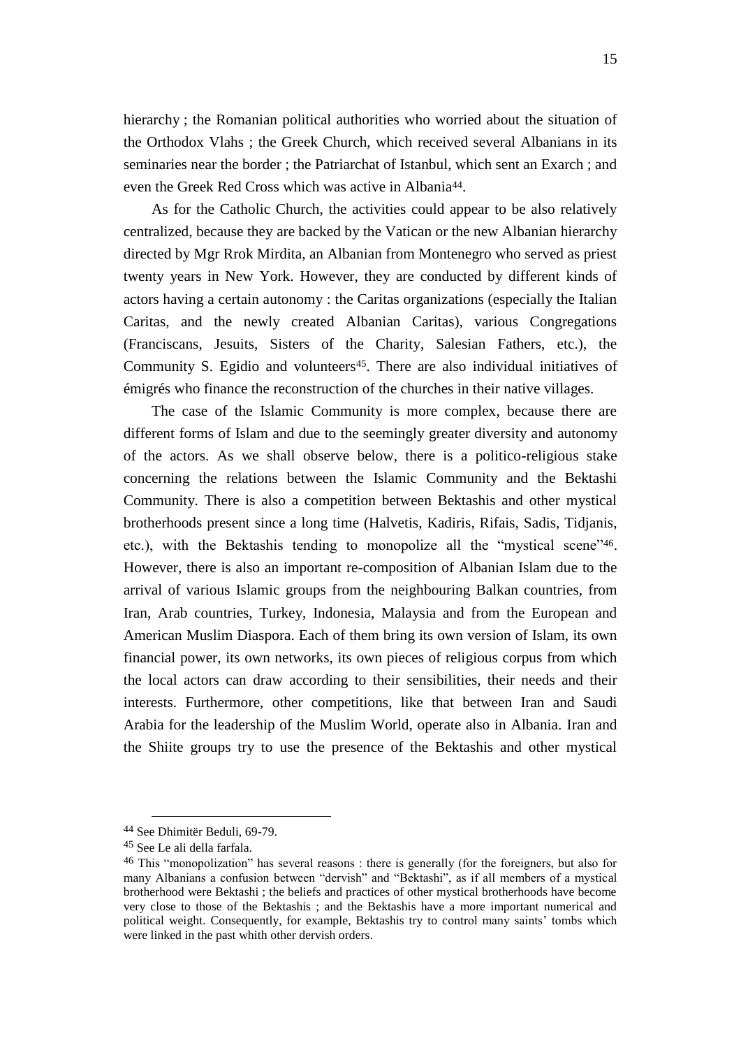hierarchy ; the Romanian political authorities who worried about the situation of the Orthodox Vlahs ; the Greek Church, which received several Albanians in its seminaries near the border ; the Patriarchat of Istanbul, which sent an Exarch ; and even the Greek Red Cross which was active in Albania[44].

As for the Catholic Church, the activities could appear to be also relatively centralized, because they are backed by the Vatican or the new Albanian hierarchy directed by Mgr Rrok Mirdita, an Albanian from Montenegro who served as priest twenty years in New York. However, they are conducted by different kinds of actors having a certain autonomy : the Caritas organizations (especially the Italian Caritas, and the newly created Albanian Caritas), various Congregations (Franciscans, Jesuits, Sisters of the Charity, Salesian Fathers, etc.), the Community S. Egidio and volunteers[45]. There are also individual initiatives of émigrés who finance the reconstruction of the churches in their native villages.

The case of the Islamic Community is more complex, because there are different forms of Islam and due to the seemingly greater diversity and autonomy of the actors. As we shall observe below, there is a politico-religious stake concerning the relations between the Islamic Community and the Bektashi Community. There is also a competition between Bektashis and other mystical brotherhoods present since a long time (Halvetis, Kadiris, Rifais, Sadis, Tidjanis, etc.), with the Bektashis tending to monopolize all the "mystical scene"[46]. However, there is also an important re-composition of Albanian Islam due to the arrival of various Islamic groups from the neighbouring Balkan countries, from Iran, Arab countries, Turkey, Indonesia, Malaysia and from the European and American Muslim Diaspora. Each of them bring its own version of Islam, its own financial power, its own networks, its own pieces of religious corpus from which the local actors can draw according to their sensibilities, their needs and their interests. Furthermore, other competitions, like that between Iran and Saudi Arabia for the leadership of the Muslim World, operate also in Albania. Iran and the Shiite groups try to use the presence of the Bektashis and other mystical

---

[44] See Dhimitër Beduli, 69-79.

[45] See Le ali della farfala.

[46] This "monopolization" has several reasons : there is generally (for the foreigners, but also for many Albanians a confusion between "dervish" and "Bektashi", as if all members of a mystical brotherhood were Bektashi ; the beliefs and practices of other mystical brotherhoods have become very close to those of the Bektashis ; and the Bektashis have a more important numerical and political weight. Consequently, for example, Bektashis try to control many saints' tombs which were linked in the past whith other dervish orders.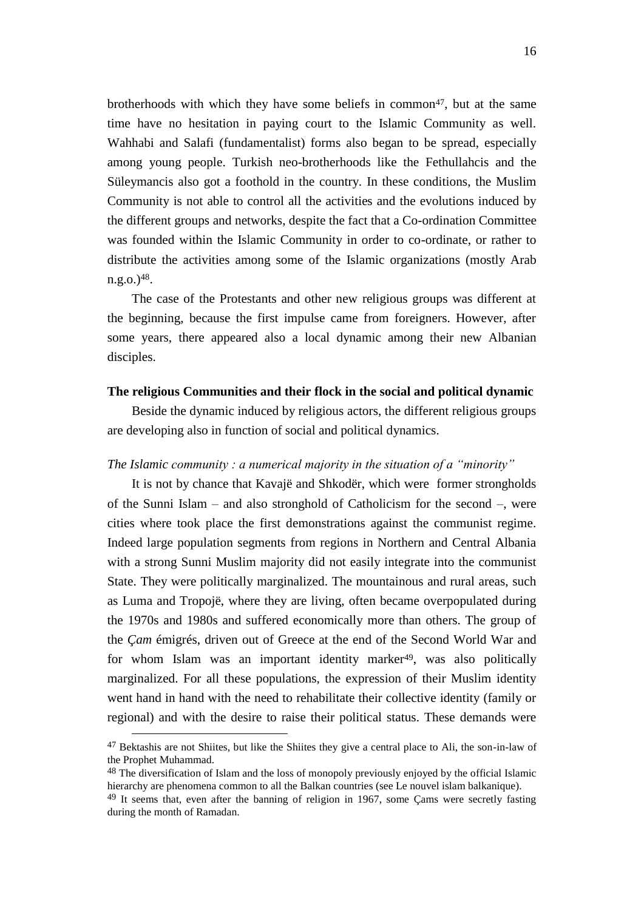brotherhoods with which they have some beliefs in common[47], but at the same time have no hesitation in paying court to the Islamic Community as well. Wahhabi and Salafi (fundamentalist) forms also began to be spread, especially among young people. Turkish neo-brotherhoods like the Fethullahcis and the Süleymancis also got a foothold in the country. In these conditions, the Muslim Community is not able to control all the activities and the evolutions induced by the different groups and networks, despite the fact that a Co-ordination Committee was founded within the Islamic Community in order to co-ordinate, or rather to distribute the activities among some of the Islamic organizations (mostly Arab n.g.o.)[48].

The case of the Protestants and other new religious groups was different at the beginning, because the first impulse came from foreigners. However, after some years, there appeared also a local dynamic among their new Albanian disciples.

**The religious Communities and their flock in the social and political dynamic**

Beside the dynamic induced by religious actors, the different religious groups are developing also in function of social and political dynamics.

*The Islamic community : a numerical majority in the situation of a "minority"*

It is not by chance that Kavajë and Shkodër, which were former strongholds of the Sunni Islam – and also stronghold of Catholicism for the second –, were cities where took place the first demonstrations against the communist regime. Indeed large population segments from regions in Northern and Central Albania with a strong Sunni Muslim majority did not easily integrate into the communist State. They were politically marginalized. The mountainous and rural areas, such as Luma and Tropojë, where they are living, often became overpopulated during the 1970s and 1980s and suffered economically more than others. The group of the *Çam* émigrés, driven out of Greece at the end of the Second World War and for whom Islam was an important identity marker[49], was also politically marginalized. For all these populations, the expression of their Muslim identity went hand in hand with the need to rehabilitate their collective identity (family or regional) and with the desire to raise their political status. These demands were

---

[47] Bektashis are not Shiites, but like the Shiites they give a central place to Ali, the son-in-law of the Prophet Muhammad.

[48] The diversification of Islam and the loss of monopoly previously enjoyed by the official Islamic hierarchy are phenomena common to all the Balkan countries (see Le nouvel islam balkanique).

[49] It seems that, even after the banning of religion in 1967, some Çams were secretly fasting during the month of Ramadan.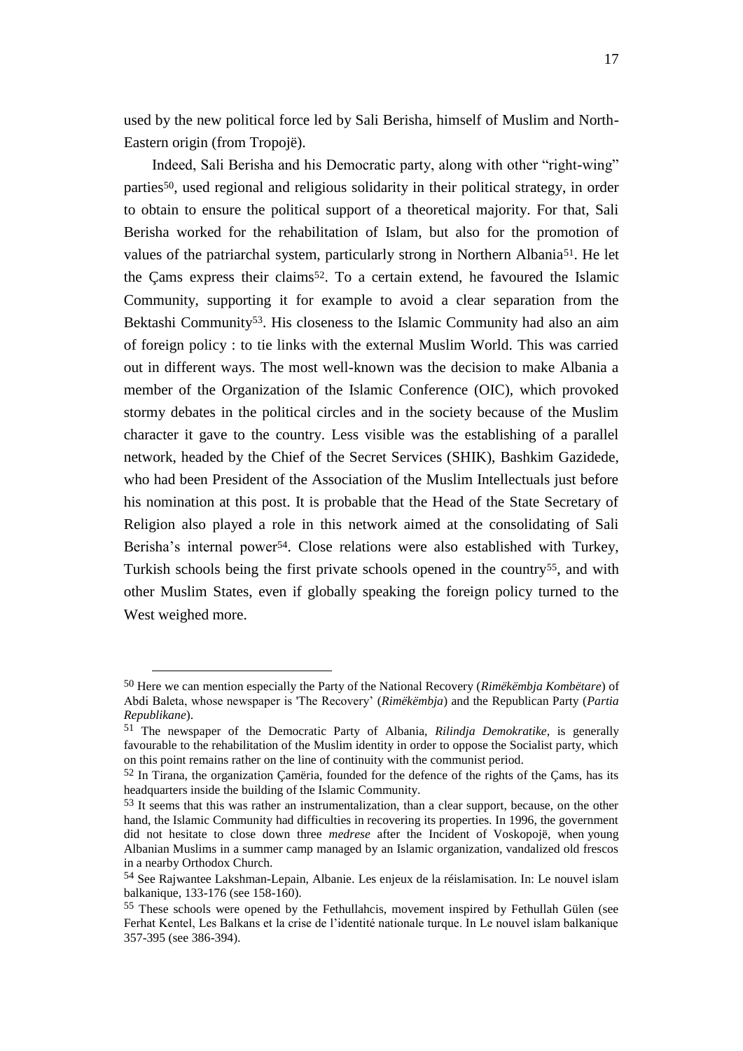used by the new political force led by Sali Berisha, himself of Muslim and North-Eastern origin (from Tropojë).

Indeed, Sali Berisha and his Democratic party, along with other "right-wing" parties[50], used regional and religious solidarity in their political strategy, in order to obtain to ensure the political support of a theoretical majority. For that, Sali Berisha worked for the rehabilitation of Islam, but also for the promotion of values of the patriarchal system, particularly strong in Northern Albania[51]. He let the Çams express their claims[52]. To a certain extend, he favoured the Islamic Community, supporting it for example to avoid a clear separation from the Bektashi Community[53]. His closeness to the Islamic Community had also an aim of foreign policy : to tie links with the external Muslim World. This was carried out in different ways. The most well-known was the decision to make Albania a member of the Organization of the Islamic Conference (OIC), which provoked stormy debates in the political circles and in the society because of the Muslim character it gave to the country. Less visible was the establishing of a parallel network, headed by the Chief of the Secret Services (SHIK), Bashkim Gazidede, who had been President of the Association of the Muslim Intellectuals just before his nomination at this post. It is probable that the Head of the State Secretary of Religion also played a role in this network aimed at the consolidating of Sali Berisha's internal power[54]. Close relations were also established with Turkey, Turkish schools being the first private schools opened in the country[55], and with other Muslim States, even if globally speaking the foreign policy turned to the West weighed more.

---

[50] Here we can mention especially the Party of the National Recovery (*Rimëkëmbja Kombëtare*) of Abdi Baleta, whose newspaper is 'The Recovery' (*Rimëkëmbja*) and the Republican Party (*Partia Republikane*).

[51] The newspaper of the Democratic Party of Albania, *Rilindja Demokratike,* is generally favourable to the rehabilitation of the Muslim identity in order to oppose the Socialist party, which on this point remains rather on the line of continuity with the communist period.

[52] In Tirana, the organization Çamëria, founded for the defence of the rights of the Çams, has its headquarters inside the building of the Islamic Community.

[53] It seems that this was rather an instrumentalization, than a clear support, because, on the other hand, the Islamic Community had difficulties in recovering its properties. In 1996, the government did not hesitate to close down three *medrese* after the Incident of Voskopojë, when young Albanian Muslims in a summer camp managed by an Islamic organization, vandalized old frescos in a nearby Orthodox Church.

[54] See Rajwantee Lakshman-Lepain, Albanie. Les enjeux de la réislamisation. In: Le nouvel islam balkanique, 133-176 (see 158-160).

[55] These schools were opened by the Fethullahcis, movement inspired by Fethullah Gülen (see Ferhat Kentel, Les Balkans et la crise de l'identité nationale turque. In Le nouvel islam balkanique 357-395 (see 386-394).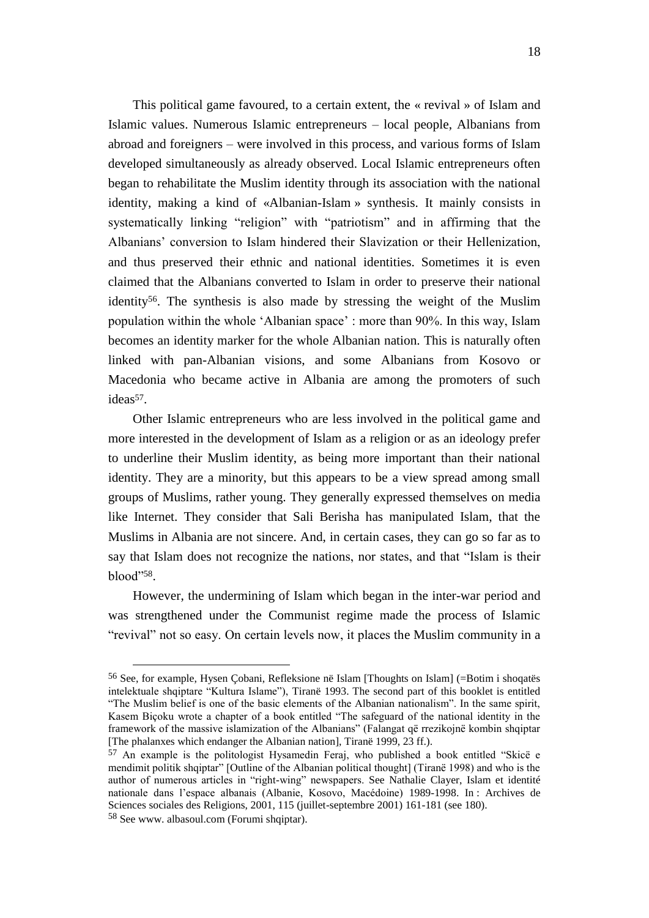This political game favoured, to a certain extent, the « revival » of Islam and Islamic values. Numerous Islamic entrepreneurs – local people, Albanians from abroad and foreigners – were involved in this process, and various forms of Islam developed simultaneously as already observed. Local Islamic entrepreneurs often began to rehabilitate the Muslim identity through its association with the national identity, making a kind of «Albanian-Islam » synthesis. It mainly consists in systematically linking "religion" with "patriotism" and in affirming that the Albanians' conversion to Islam hindered their Slavization or their Hellenization, and thus preserved their ethnic and national identities. Sometimes it is even claimed that the Albanians converted to Islam in order to preserve their national identity[56]. The synthesis is also made by stressing the weight of the Muslim population within the whole 'Albanian space' : more than 90%. In this way, Islam becomes an identity marker for the whole Albanian nation. This is naturally often linked with pan-Albanian visions, and some Albanians from Kosovo or Macedonia who became active in Albania are among the promoters of such ideas[57].

Other Islamic entrepreneurs who are less involved in the political game and more interested in the development of Islam as a religion or as an ideology prefer to underline their Muslim identity, as being more important than their national identity. They are a minority, but this appears to be a view spread among small groups of Muslims, rather young. They generally expressed themselves on media like Internet. They consider that Sali Berisha has manipulated Islam, that the Muslims in Albania are not sincere. And, in certain cases, they can go so far as to say that Islam does not recognize the nations, nor states, and that "Islam is their blood"[58].

However, the undermining of Islam which began in the inter-war period and was strengthened under the Communist regime made the process of Islamic "revival" not so easy. On certain levels now, it places the Muslim community in a

---

[56] See, for example, Hysen Çobani, Refleksione në Islam [Thoughts on Islam] (=Botim i shoqatës intelektuale shqiptare "Kultura Islame"), Tiranë 1993. The second part of this booklet is entitled "The Muslim belief is one of the basic elements of the Albanian nationalism". In the same spirit, Kasem Biçoku wrote a chapter of a book entitled "The safeguard of the national identity in the framework of the massive islamization of the Albanians" (Falangat që rrezikojnë kombin shqiptar [The phalanxes which endanger the Albanian nation], Tiranë 1999, 23 ff.).

[57] An example is the politologist Hysamedin Feraj, who published a book entitled "Skicë e mendimit politik shqiptar" [Outline of the Albanian political thought] (Tiranë 1998) and who is the author of numerous articles in "right-wing" newspapers. See Nathalie Clayer, Islam et identité nationale dans l'espace albanais (Albanie, Kosovo, Macédoine) 1989-1998. In : Archives de Sciences sociales des Religions, 2001, 115 (juillet-septembre 2001) 161-181 (see 180).

[58] See www. albasoul.com (Forumi shqiptar).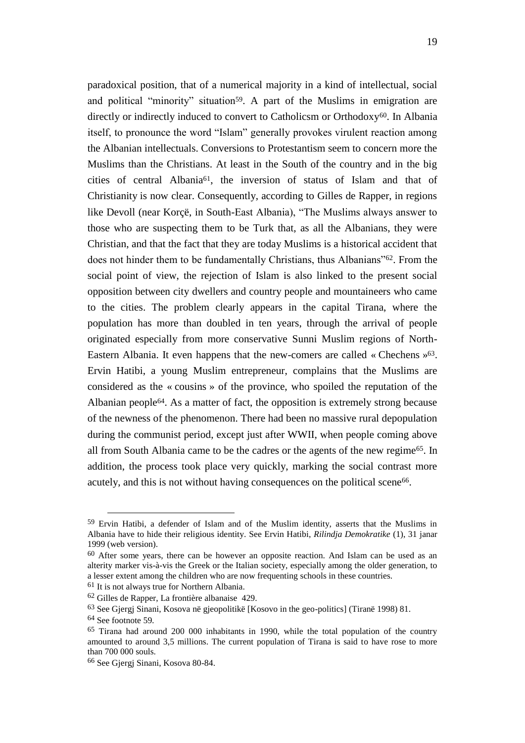paradoxical position, that of a numerical majority in a kind of intellectual, social and political "minority" situation[59]. A part of the Muslims in emigration are directly or indirectly induced to convert to Catholicsm or Orthodoxy[60]. In Albania itself, to pronounce the word "Islam" generally provokes virulent reaction among the Albanian intellectuals. Conversions to Protestantism seem to concern more the Muslims than the Christians. At least in the South of the country and in the big cities of central Albania[61], the inversion of status of Islam and that of Christianity is now clear. Consequently, according to Gilles de Rapper, in regions like Devoll (near Korçë, in South-East Albania), "The Muslims always answer to those who are suspecting them to be Turk that, as all the Albanians, they were Christian, and that the fact that they are today Muslims is a historical accident that does not hinder them to be fundamentally Christians, thus Albanians"[62]. From the social point of view, the rejection of Islam is also linked to the present social opposition between city dwellers and country people and mountaineers who came to the cities. The problem clearly appears in the capital Tirana, where the population has more than doubled in ten years, through the arrival of people originated especially from more conservative Sunni Muslim regions of North-Eastern Albania. It even happens that the new-comers are called « Chechens »[63]. Ervin Hatibi, a young Muslim entrepreneur, complains that the Muslims are considered as the « cousins » of the province, who spoiled the reputation of the Albanian people[64]. As a matter of fact, the opposition is extremely strong because of the newness of the phenomenon. There had been no massive rural depopulation during the communist period, except just after WWII, when people coming above all from South Albania came to be the cadres or the agents of the new regime[65]. In addition, the process took place very quickly, marking the social contrast more acutely, and this is not without having consequences on the political scene[66].

---

[59] Ervin Hatibi, a defender of Islam and of the Muslim identity, asserts that the Muslims in Albania have to hide their religious identity. See Ervin Hatibi, *Rilindja Demokratike* (1), 31 janar 1999 (web version).

[60] After some years, there can be however an opposite reaction. And Islam can be used as an alterity marker vis-à-vis the Greek or the Italian society, especially among the older generation, to a lesser extent among the children who are now frequenting schools in these countries.

[61] It is not always true for Northern Albania.

[62] Gilles de Rapper, La frontière albanaise 429.

[63] See Gjergj Sinani, Kosova në gjeopolitikë [Kosovo in the geo-politics] (Tiranë 1998) 81.

[64] See footnote 59.

[65] Tirana had around 200 000 inhabitants in 1990, while the total population of the country amounted to around 3,5 millions. The current population of Tirana is said to have rose to more than 700 000 souls.

[66] See Gjergj Sinani, Kosova 80-84.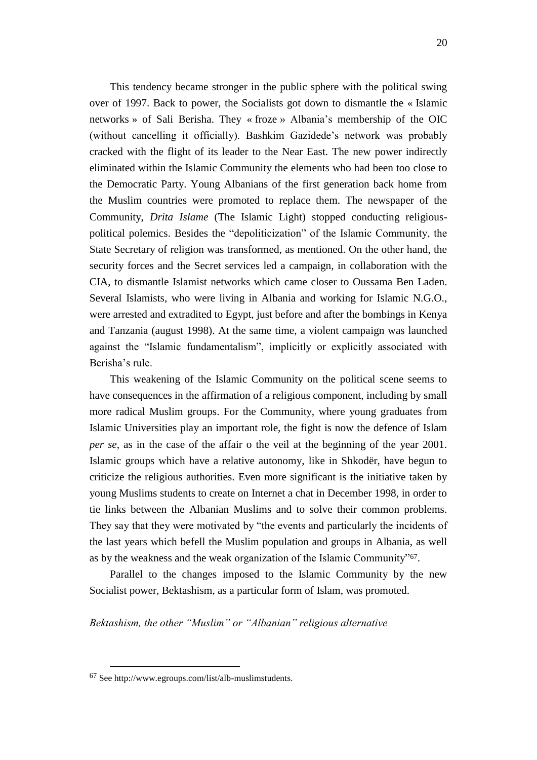This tendency became stronger in the public sphere with the political swing over of 1997. Back to power, the Socialists got down to dismantle the « Islamic networks » of Sali Berisha. They « froze » Albania's membership of the OIC (without cancelling it officially). Bashkim Gazidede's network was probably cracked with the flight of its leader to the Near East. The new power indirectly eliminated within the Islamic Community the elements who had been too close to the Democratic Party. Young Albanians of the first generation back home from the Muslim countries were promoted to replace them. The newspaper of the Community, *Drita Islame* (The Islamic Light) stopped conducting religious-political polemics. Besides the "depoliticization" of the Islamic Community, the State Secretary of religion was transformed, as mentioned. On the other hand, the security forces and the Secret services led a campaign, in collaboration with the CIA, to dismantle Islamist networks which came closer to Oussama Ben Laden. Several Islamists, who were living in Albania and working for Islamic N.G.O., were arrested and extradited to Egypt, just before and after the bombings in Kenya and Tanzania (august 1998). At the same time, a violent campaign was launched against the "Islamic fundamentalism", implicitly or explicitly associated with Berisha's rule.

This weakening of the Islamic Community on the political scene seems to have consequences in the affirmation of a religious component, including by small more radical Muslim groups. For the Community, where young graduates from Islamic Universities play an important role, the fight is now the defence of Islam *per se*, as in the case of the affair o the veil at the beginning of the year 2001. Islamic groups which have a relative autonomy, like in Shkodër, have begun to criticize the religious authorities. Even more significant is the initiative taken by young Muslims students to create on Internet a chat in December 1998, in order to tie links between the Albanian Muslims and to solve their common problems. They say that they were motivated by "the events and particularly the incidents of the last years which befell the Muslim population and groups in Albania, as well as by the weakness and the weak organization of the Islamic Community"[67].

Parallel to the changes imposed to the Islamic Community by the new Socialist power, Bektashism, as a particular form of Islam, was promoted.

*Bektashism, the other "Muslim" or "Albanian" religious alternative*

---

[67] See http://www.egroups.com/list/alb-muslimstudents.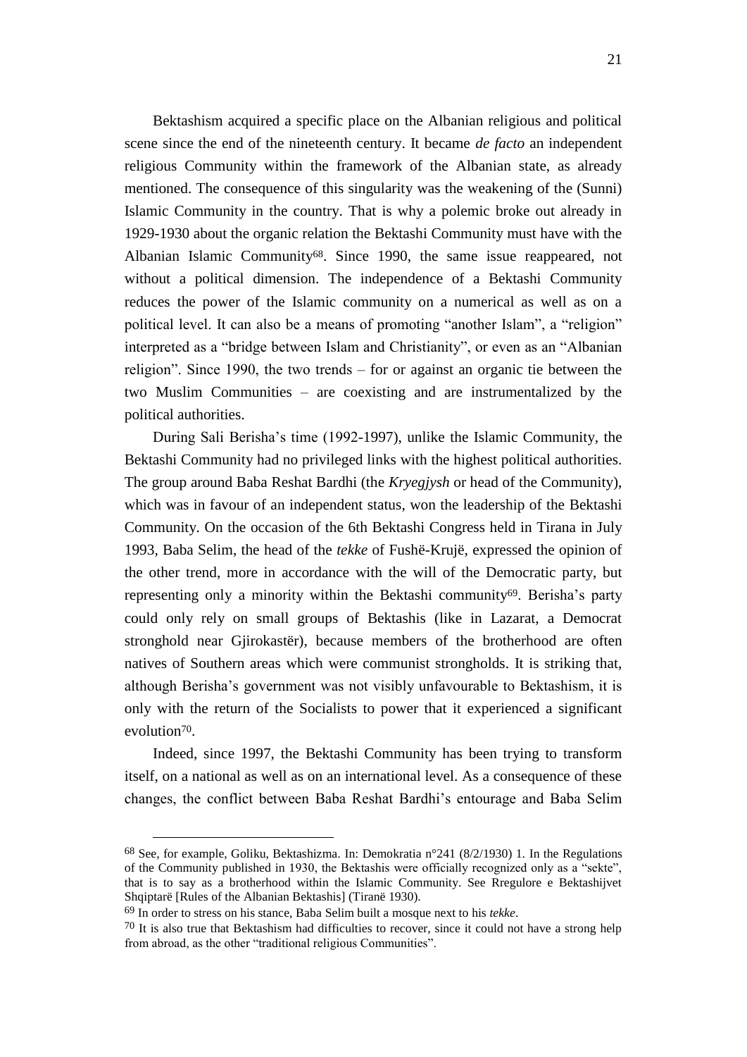Bektashism acquired a specific place on the Albanian religious and political scene since the end of the nineteenth century. It became *de facto* an independent religious Community within the framework of the Albanian state, as already mentioned. The consequence of this singularity was the weakening of the (Sunni) Islamic Community in the country. That is why a polemic broke out already in 1929-1930 about the organic relation the Bektashi Community must have with the Albanian Islamic Community[68]. Since 1990, the same issue reappeared, not without a political dimension. The independence of a Bektashi Community reduces the power of the Islamic community on a numerical as well as on a political level. It can also be a means of promoting "another Islam", a "religion" interpreted as a "bridge between Islam and Christianity", or even as an "Albanian religion". Since 1990, the two trends – for or against an organic tie between the two Muslim Communities – are coexisting and are instrumentalized by the political authorities.

During Sali Berisha's time (1992-1997), unlike the Islamic Community, the Bektashi Community had no privileged links with the highest political authorities. The group around Baba Reshat Bardhi (the *Kryegjysh* or head of the Community), which was in favour of an independent status, won the leadership of the Bektashi Community. On the occasion of the 6th Bektashi Congress held in Tirana in July 1993, Baba Selim, the head of the *tekke* of Fushë-Krujë, expressed the opinion of the other trend, more in accordance with the will of the Democratic party, but representing only a minority within the Bektashi community[69]. Berisha's party could only rely on small groups of Bektashis (like in Lazarat, a Democrat stronghold near Gjirokastër), because members of the brotherhood are often natives of Southern areas which were communist strongholds. It is striking that, although Berisha's government was not visibly unfavourable to Bektashism, it is only with the return of the Socialists to power that it experienced a significant evolution[70].

Indeed, since 1997, the Bektashi Community has been trying to transform itself, on a national as well as on an international level. As a consequence of these changes, the conflict between Baba Reshat Bardhi's entourage and Baba Selim

---

[68] See, for example, Goliku, Bektashizma. In: Demokratia n°241 (8/2/1930) 1. In the Regulations of the Community published in 1930, the Bektashis were officially recognized only as a "sekte", that is to say as a brotherhood within the Islamic Community. See Rregulore e Bektashijvet Shqiptarë [Rules of the Albanian Bektashis] (Tiranë 1930).

[69] In order to stress on his stance, Baba Selim built a mosque next to his *tekke*.

[70] It is also true that Bektashism had difficulties to recover, since it could not have a strong help from abroad, as the other "traditional religious Communities".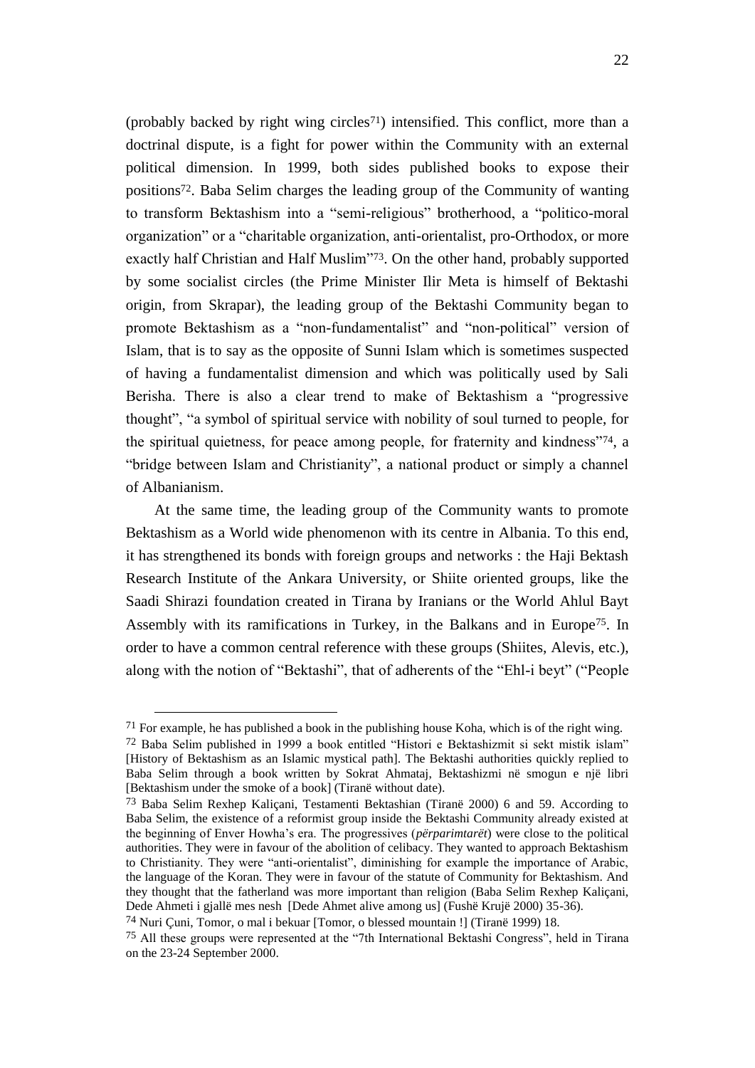(probably backed by right wing circles[71]) intensified. This conflict, more than a doctrinal dispute, is a fight for power within the Community with an external political dimension. In 1999, both sides published books to expose their positions[72]. Baba Selim charges the leading group of the Community of wanting to transform Bektashism into a "semi-religious" brotherhood, a "politico-moral organization" or a "charitable organization, anti-orientalist, pro-Orthodox, or more exactly half Christian and Half Muslim"[73]. On the other hand, probably supported by some socialist circles (the Prime Minister Ilir Meta is himself of Bektashi origin, from Skrapar), the leading group of the Bektashi Community began to promote Bektashism as a "non-fundamentalist" and "non-political" version of Islam, that is to say as the opposite of Sunni Islam which is sometimes suspected of having a fundamentalist dimension and which was politically used by Sali Berisha. There is also a clear trend to make of Bektashism a "progressive thought", "a symbol of spiritual service with nobility of soul turned to people, for the spiritual quietness, for peace among people, for fraternity and kindness"[74], a "bridge between Islam and Christianity", a national product or simply a channel of Albanianism.

At the same time, the leading group of the Community wants to promote Bektashism as a World wide phenomenon with its centre in Albania. To this end, it has strengthened its bonds with foreign groups and networks : the Haji Bektash Research Institute of the Ankara University, or Shiite oriented groups, like the Saadi Shirazi foundation created in Tirana by Iranians or the World Ahlul Bayt Assembly with its ramifications in Turkey, in the Balkans and in Europe[75]. In order to have a common central reference with these groups (Shiites, Alevis, etc.), along with the notion of "Bektashi", that of adherents of the "Ehl-i beyt" ("People

---

[71] For example, he has published a book in the publishing house Koha, which is of the right wing.

[72] Baba Selim published in 1999 a book entitled "Histori e Bektashizmit si sekt mistik islam" [History of Bektashism as an Islamic mystical path]. The Bektashi authorities quickly replied to Baba Selim through a book written by Sokrat Ahmataj, Bektashizmi në smogun e një libri [Bektashism under the smoke of a book] (Tiranë without date).

[73] Baba Selim Rexhep Kaliçani, Testamenti Bektashian (Tiranë 2000) 6 and 59. According to Baba Selim, the existence of a reformist group inside the Bektashi Community already existed at the beginning of Enver Howha's era. The progressives (*përparimtarët*) were close to the political authorities. They were in favour of the abolition of celibacy. They wanted to approach Bektashism to Christianity. They were "anti-orientalist", diminishing for example the importance of Arabic, the language of the Koran. They were in favour of the statute of Community for Bektashism. And they thought that the fatherland was more important than religion (Baba Selim Rexhep Kaliçani, Dede Ahmeti i gjallë mes nesh [Dede Ahmet alive among us] (Fushë Krujë 2000) 35-36).

[74] Nuri Çuni, Tomor, o mal i bekuar [Tomor, o blessed mountain !] (Tiranë 1999) 18.

[75] All these groups were represented at the "7th International Bektashi Congress", held in Tirana on the 23-24 September 2000.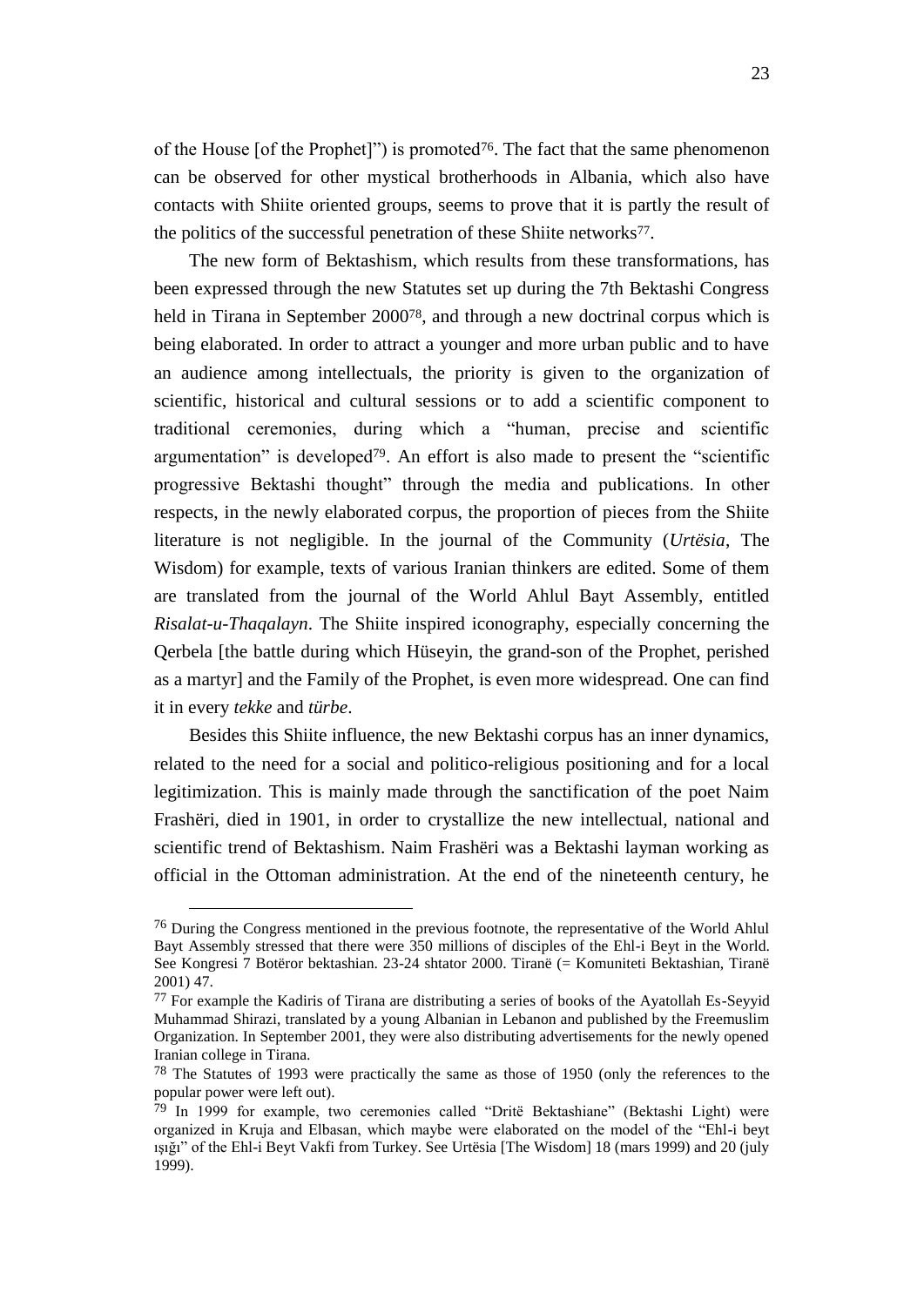of the House [of the Prophet]") is promoted[76]. The fact that the same phenomenon can be observed for other mystical brotherhoods in Albania, which also have contacts with Shiite oriented groups, seems to prove that it is partly the result of the politics of the successful penetration of these Shiite networks[77].

The new form of Bektashism, which results from these transformations, has been expressed through the new Statutes set up during the 7th Bektashi Congress held in Tirana in September 2000[78], and through a new doctrinal corpus which is being elaborated. In order to attract a younger and more urban public and to have an audience among intellectuals, the priority is given to the organization of scientific, historical and cultural sessions or to add a scientific component to traditional ceremonies, during which a "human, precise and scientific argumentation" is developed[79]. An effort is also made to present the "scientific progressive Bektashi thought" through the media and publications. In other respects, in the newly elaborated corpus, the proportion of pieces from the Shiite literature is not negligible. In the journal of the Community (*Urtësia*, The Wisdom) for example, texts of various Iranian thinkers are edited. Some of them are translated from the journal of the World Ahlul Bayt Assembly, entitled *Risalat-u-Thaqalayn*. The Shiite inspired iconography, especially concerning the Qerbela [the battle during which Hüseyin, the grand-son of the Prophet, perished as a martyr] and the Family of the Prophet, is even more widespread. One can find it in every *tekke* and *türbe*.

Besides this Shiite influence, the new Bektashi corpus has an inner dynamics, related to the need for a social and politico-religious positioning and for a local legitimization. This is mainly made through the sanctification of the poet Naim Frashëri, died in 1901, in order to crystallize the new intellectual, national and scientific trend of Bektashism. Naim Frashëri was a Bektashi layman working as official in the Ottoman administration. At the end of the nineteenth century, he

---

[76] During the Congress mentioned in the previous footnote, the representative of the World Ahlul Bayt Assembly stressed that there were 350 millions of disciples of the Ehl-i Beyt in the World. See Kongresi 7 Botëror bektashian. 23-24 shtator 2000. Tiranë (= Komuniteti Bektashian, Tiranë 2001) 47.

[77] For example the Kadiris of Tirana are distributing a series of books of the Ayatollah Es-Seyyid Muhammad Shirazi, translated by a young Albanian in Lebanon and published by the Freemuslim Organization. In September 2001, they were also distributing advertisements for the newly opened Iranian college in Tirana.

[78] The Statutes of 1993 were practically the same as those of 1950 (only the references to the popular power were left out).

[79] In 1999 for example, two ceremonies called "Dritë Bektashiane" (Bektashi Light) were organized in Kruja and Elbasan, which maybe were elaborated on the model of the "Ehl-i beyt ışığı" of the Ehl-i Beyt Vakfi from Turkey. See Urtësia [The Wisdom] 18 (mars 1999) and 20 (july 1999).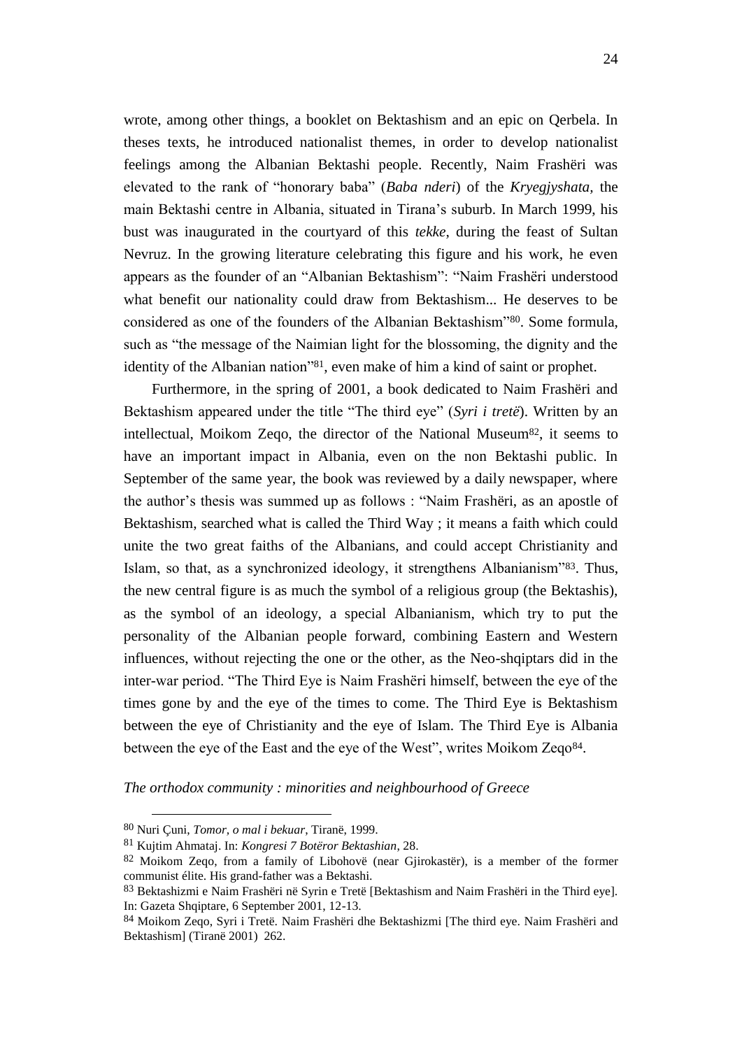wrote, among other things, a booklet on Bektashism and an epic on Qerbela. In theses texts, he introduced nationalist themes, in order to develop nationalist feelings among the Albanian Bektashi people. Recently, Naim Frashëri was elevated to the rank of "honorary baba" (*Baba nderi*) of the *Kryegjyshata,* the main Bektashi centre in Albania, situated in Tirana's suburb. In March 1999, his bust was inaugurated in the courtyard of this *tekke*, during the feast of Sultan Nevruz. In the growing literature celebrating this figure and his work, he even appears as the founder of an "Albanian Bektashism": "Naim Frashëri understood what benefit our nationality could draw from Bektashism... He deserves to be considered as one of the founders of the Albanian Bektashism"[80]. Some formula, such as "the message of the Naimian light for the blossoming, the dignity and the identity of the Albanian nation"[81], even make of him a kind of saint or prophet.

Furthermore, in the spring of 2001, a book dedicated to Naim Frashëri and Bektashism appeared under the title "The third eye" (*Syri i tretë*). Written by an intellectual, Moikom Zeqo, the director of the National Museum[82], it seems to have an important impact in Albania, even on the non Bektashi public. In September of the same year, the book was reviewed by a daily newspaper, where the author's thesis was summed up as follows : "Naim Frashëri, as an apostle of Bektashism, searched what is called the Third Way ; it means a faith which could unite the two great faiths of the Albanians, and could accept Christianity and Islam, so that, as a synchronized ideology, it strengthens Albanianism"[83]. Thus, the new central figure is as much the symbol of a religious group (the Bektashis), as the symbol of an ideology, a special Albanianism, which try to put the personality of the Albanian people forward, combining Eastern and Western influences, without rejecting the one or the other, as the Neo-shqiptars did in the inter-war period. "The Third Eye is Naim Frashëri himself, between the eye of the times gone by and the eye of the times to come. The Third Eye is Bektashism between the eye of Christianity and the eye of Islam. The Third Eye is Albania between the eye of the East and the eye of the West", writes Moikom Zeqo[84].

*The orthodox community : minorities and neighbourhood of Greece*

---

[80] Nuri Çuni, *Tomor, o mal i bekuar*, Tiranë, 1999.

[81] Kujtim Ahmataj. In: *Kongresi 7 Botëror Bektashian*, 28.

[82] Moikom Zeqo, from a family of Libohovë (near Gjirokastër), is a member of the former communist élite. His grand-father was a Bektashi.

[83] Bektashizmi e Naim Frashëri në Syrin e Tretë [Bektashism and Naim Frashëri in the Third eye]. In: Gazeta Shqiptare, 6 September 2001, 12-13.

[84] Moikom Zeqo, Syri i Tretë. Naim Frashëri dhe Bektashizmi [The third eye. Naim Frashëri and Bektashism] (Tiranë 2001) 262.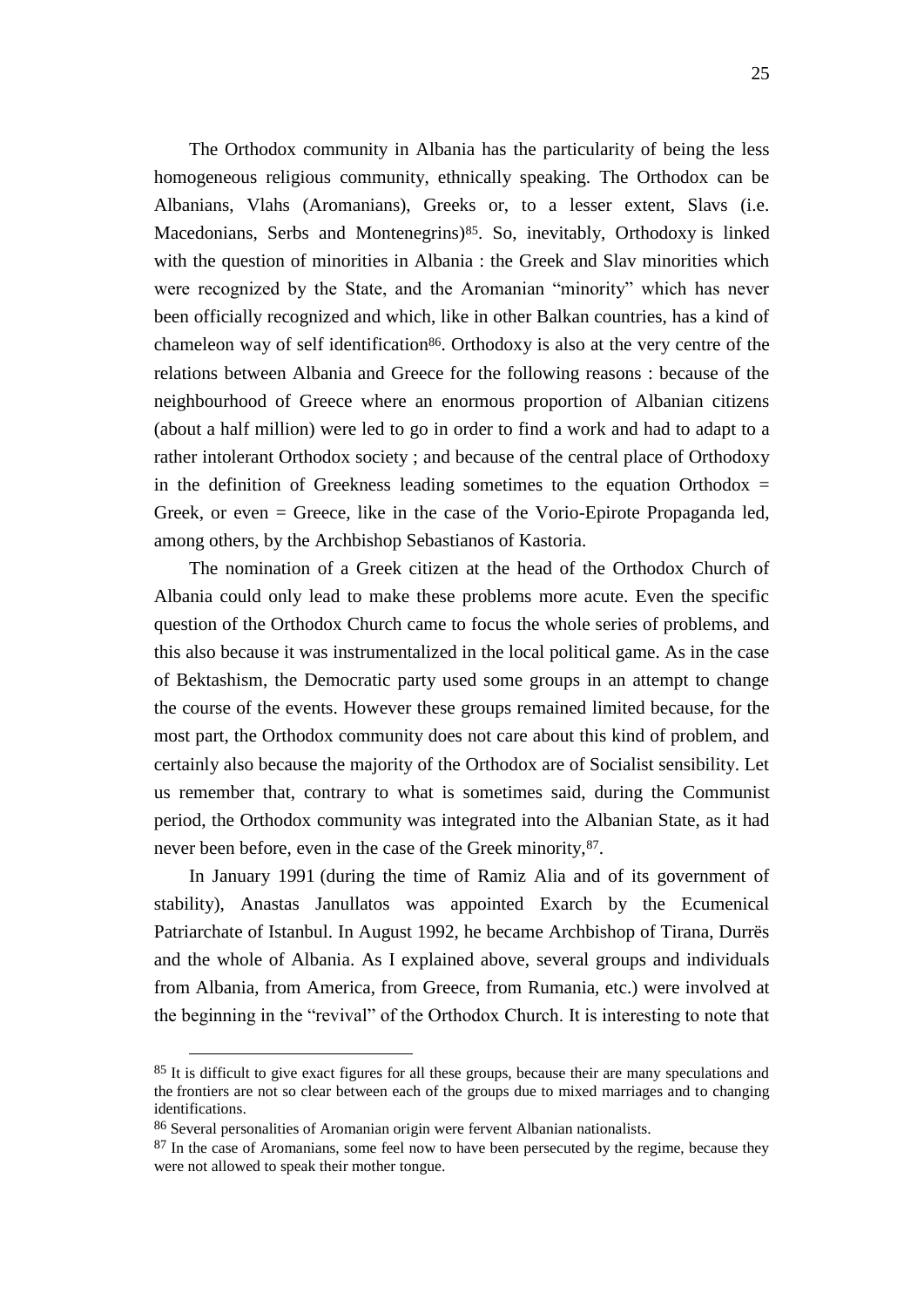The Orthodox community in Albania has the particularity of being the less homogeneous religious community, ethnically speaking. The Orthodox can be Albanians, Vlahs (Aromanians), Greeks or, to a lesser extent, Slavs (i.e. Macedonians, Serbs and Montenegrins)[85]. So, inevitably, Orthodoxy is linked with the question of minorities in Albania : the Greek and Slav minorities which were recognized by the State, and the Aromanian "minority" which has never been officially recognized and which, like in other Balkan countries, has a kind of chameleon way of self identification[86]. Orthodoxy is also at the very centre of the relations between Albania and Greece for the following reasons : because of the neighbourhood of Greece where an enormous proportion of Albanian citizens (about a half million) were led to go in order to find a work and had to adapt to a rather intolerant Orthodox society ; and because of the central place of Orthodoxy in the definition of Greekness leading sometimes to the equation Orthodox = Greek, or even = Greece, like in the case of the Vorio-Epirote Propaganda led, among others, by the Archbishop Sebastianos of Kastoria.

The nomination of a Greek citizen at the head of the Orthodox Church of Albania could only lead to make these problems more acute. Even the specific question of the Orthodox Church came to focus the whole series of problems, and this also because it was instrumentalized in the local political game. As in the case of Bektashism, the Democratic party used some groups in an attempt to change the course of the events. However these groups remained limited because, for the most part, the Orthodox community does not care about this kind of problem, and certainly also because the majority of the Orthodox are of Socialist sensibility. Let us remember that, contrary to what is sometimes said, during the Communist period, the Orthodox community was integrated into the Albanian State, as it had never been before, even in the case of the Greek minority,[87].

In January 1991 (during the time of Ramiz Alia and of its government of stability), Anastas Janullatos was appointed Exarch by the Ecumenical Patriarchate of Istanbul. In August 1992, he became Archbishop of Tirana, Durrës and the whole of Albania. As I explained above, several groups and individuals from Albania, from America, from Greece, from Rumania, etc.) were involved at the beginning in the "revival" of the Orthodox Church. It is interesting to note that

---

[85] It is difficult to give exact figures for all these groups, because their are many speculations and the frontiers are not so clear between each of the groups due to mixed marriages and to changing identifications.

[86] Several personalities of Aromanian origin were fervent Albanian nationalists.

[87] In the case of Aromanians, some feel now to have been persecuted by the regime, because they were not allowed to speak their mother tongue.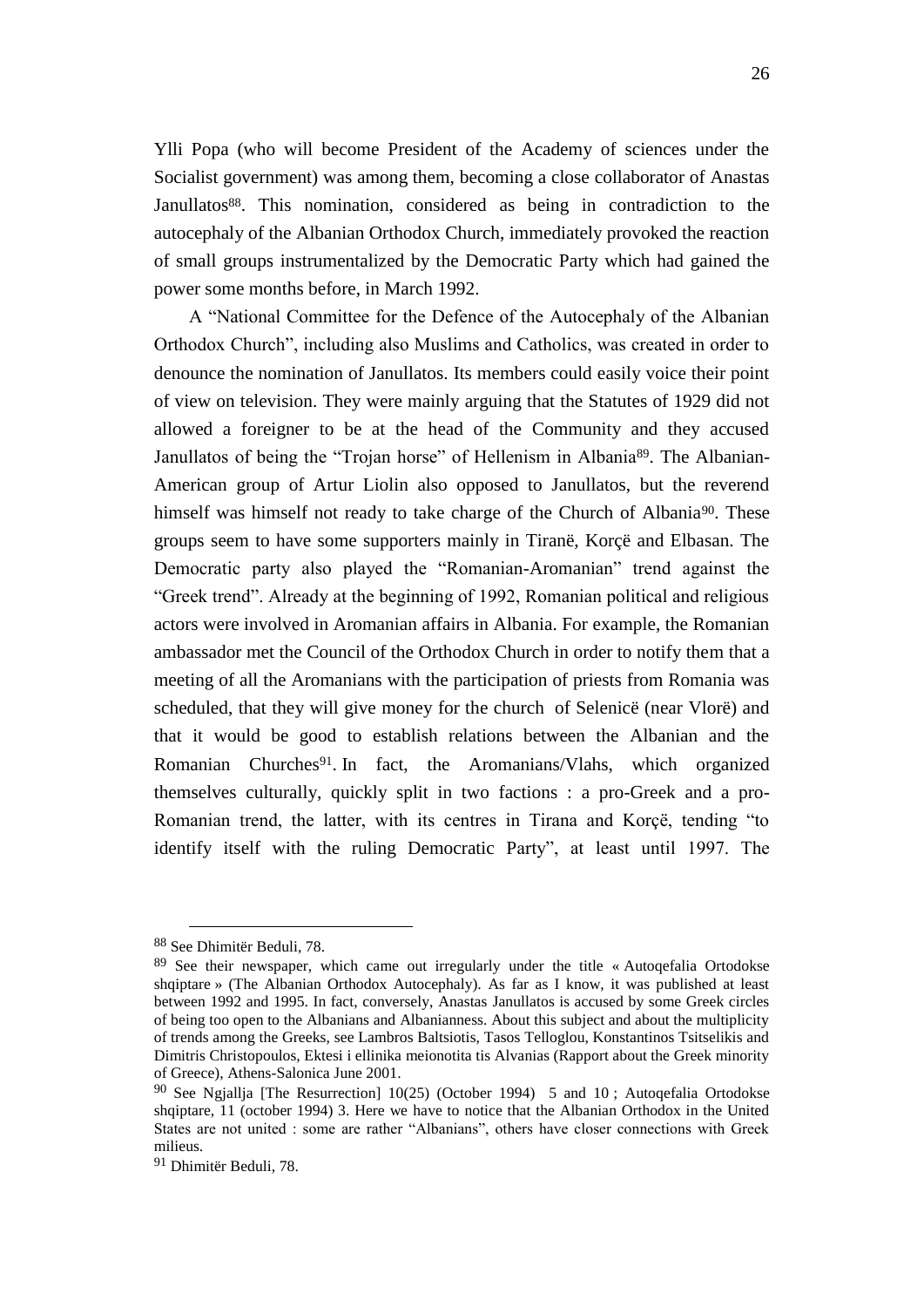Ylli Popa (who will become President of the Academy of sciences under the Socialist government) was among them, becoming a close collaborator of Anastas Janullatos[88]. This nomination, considered as being in contradiction to the autocephaly of the Albanian Orthodox Church, immediately provoked the reaction of small groups instrumentalized by the Democratic Party which had gained the power some months before, in March 1992.

A "National Committee for the Defence of the Autocephaly of the Albanian Orthodox Church", including also Muslims and Catholics, was created in order to denounce the nomination of Janullatos. Its members could easily voice their point of view on television. They were mainly arguing that the Statutes of 1929 did not allowed a foreigner to be at the head of the Community and they accused Janullatos of being the "Trojan horse" of Hellenism in Albania[89]. The Albanian-American group of Artur Liolin also opposed to Janullatos, but the reverend himself was himself not ready to take charge of the Church of Albania[90]. These groups seem to have some supporters mainly in Tiranë, Korçë and Elbasan. The Democratic party also played the "Romanian-Aromanian" trend against the "Greek trend". Already at the beginning of 1992, Romanian political and religious actors were involved in Aromanian affairs in Albania. For example, the Romanian ambassador met the Council of the Orthodox Church in order to notify them that a meeting of all the Aromanians with the participation of priests from Romania was scheduled, that they will give money for the church of Selenicë (near Vlorë) and that it would be good to establish relations between the Albanian and the Romanian Churches[91]. In fact, the Aromanians/Vlahs, which organized themselves culturally, quickly split in two factions : a pro-Greek and a pro-Romanian trend, the latter, with its centres in Tirana and Korçë, tending "to identify itself with the ruling Democratic Party", at least until 1997. The

---

[88] See Dhimitër Beduli, 78.

[89] See their newspaper, which came out irregularly under the title « Autoqefalia Ortodokse shqiptare » (The Albanian Orthodox Autocephaly). As far as I know, it was published at least between 1992 and 1995. In fact, conversely, Anastas Janullatos is accused by some Greek circles of being too open to the Albanians and Albanianness. About this subject and about the multiplicity of trends among the Greeks, see Lambros Baltsiotis, Tasos Telloglou, Konstantinos Tsitselikis and Dimitris Christopoulos, Ektesi i ellinika meionotita tis Alvanias (Rapport about the Greek minority of Greece), Athens-Salonica June 2001.

[90] See Ngjallja [The Resurrection] 10(25) (October 1994) 5 and 10 ; Autoqefalia Ortodokse shqiptare, 11 (october 1994) 3. Here we have to notice that the Albanian Orthodox in the United States are not united : some are rather "Albanians", others have closer connections with Greek milieus.

[91] Dhimitër Beduli, 78.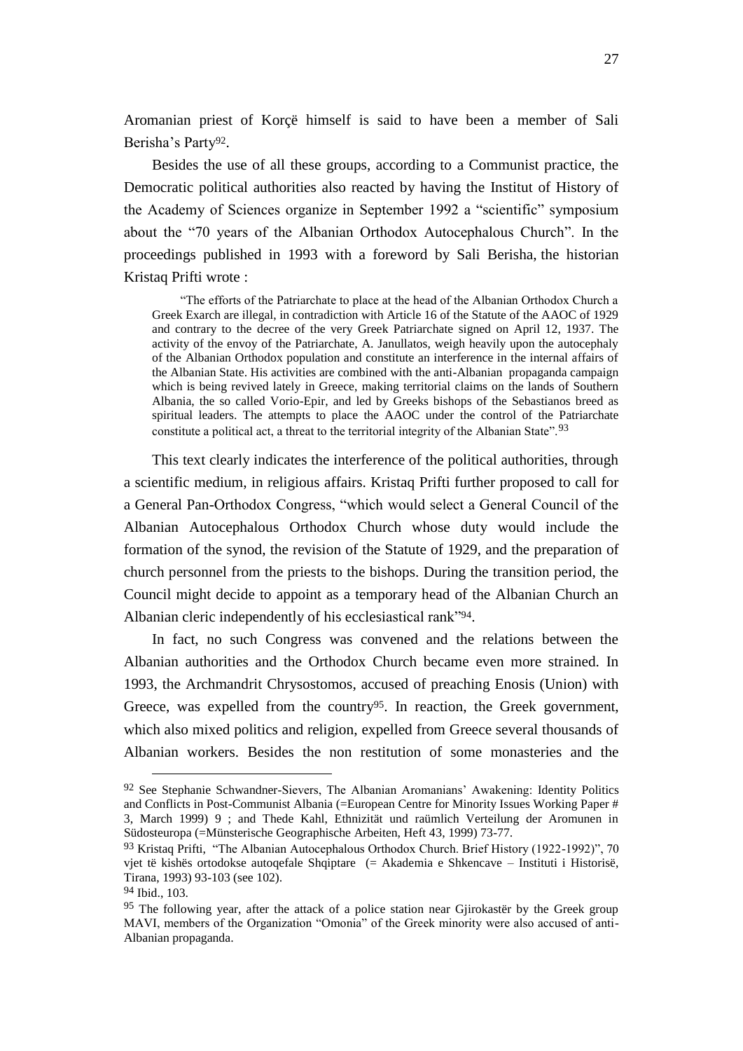Aromanian priest of Korçë himself is said to have been a member of Sali Berisha's Party[92].

Besides the use of all these groups, according to a Communist practice, the Democratic political authorities also reacted by having the Institut of History of the Academy of Sciences organize in September 1992 a "scientific" symposium about the "70 years of the Albanian Orthodox Autocephalous Church". In the proceedings published in 1993 with a foreword by Sali Berisha, the historian Kristaq Prifti wrote :

> "The efforts of the Patriarchate to place at the head of the Albanian Orthodox Church a Greek Exarch are illegal, in contradiction with Article 16 of the Statute of the AAOC of 1929 and contrary to the decree of the very Greek Patriarchate signed on April 12, 1937. The activity of the envoy of the Patriarchate, A. Janullatos, weigh heavily upon the autocephaly of the Albanian Orthodox population and constitute an interference in the internal affairs of the Albanian State. His activities are combined with the anti-Albanian propaganda campaign which is being revived lately in Greece, making territorial claims on the lands of Southern Albania, the so called Vorio-Epir, and led by Greeks bishops of the Sebastianos breed as spiritual leaders. The attempts to place the AAOC under the control of the Patriarchate constitute a political act, a threat to the territorial integrity of the Albanian State".[93]

This text clearly indicates the interference of the political authorities, through a scientific medium, in religious affairs. Kristaq Prifti further proposed to call for a General Pan-Orthodox Congress, "which would select a General Council of the Albanian Autocephalous Orthodox Church whose duty would include the formation of the synod, the revision of the Statute of 1929, and the preparation of church personnel from the priests to the bishops. During the transition period, the Council might decide to appoint as a temporary head of the Albanian Church an Albanian cleric independently of his ecclesiastical rank"[94].

In fact, no such Congress was convened and the relations between the Albanian authorities and the Orthodox Church became even more strained. In 1993, the Archmandrit Chrysostomos, accused of preaching Enosis (Union) with Greece, was expelled from the country[95]. In reaction, the Greek government, which also mixed politics and religion, expelled from Greece several thousands of Albanian workers. Besides the non restitution of some monasteries and the

---

[92] See Stephanie Schwandner-Sievers, The Albanian Aromanians' Awakening: Identity Politics and Conflicts in Post-Communist Albania (=European Centre for Minority Issues Working Paper # 3, March 1999) 9 ; and Thede Kahl, Ethnizität und raümlich Verteilung der Aromunen in Südosteuropa (=Münsterische Geographische Arbeiten, Heft 43, 1999) 73-77.

[93] Kristaq Prifti, "The Albanian Autocephalous Orthodox Church. Brief History (1922-1992)", 70 vjet të kishës ortodokse autoqefale Shqiptare (= Akademia e Shkencave – Instituti i Historisë, Tirana, 1993) 93-103 (see 102).

[94] Ibid., 103.

[95] The following year, after the attack of a police station near Gjirokastër by the Greek group MAVI, members of the Organization "Omonia" of the Greek minority were also accused of anti-Albanian propaganda.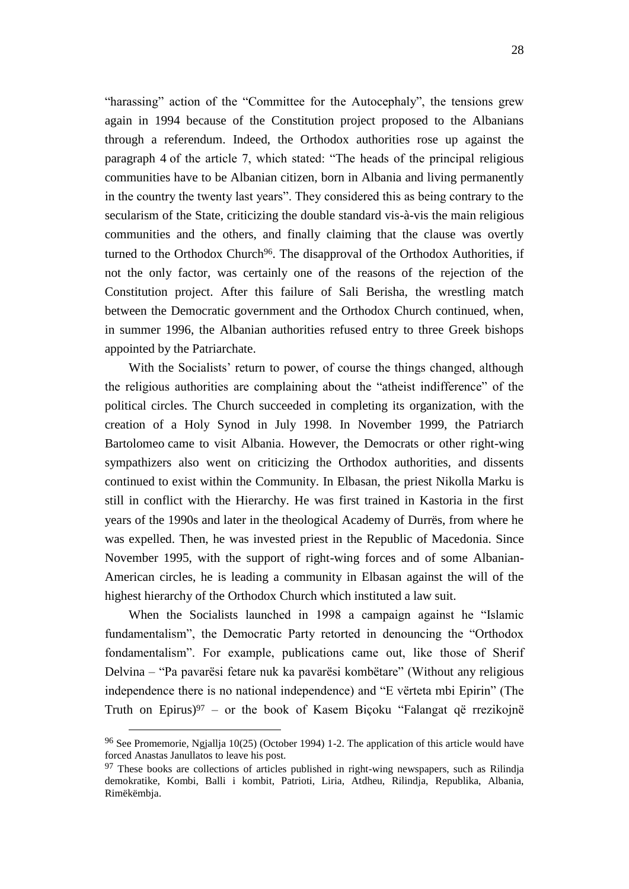"harassing" action of the "Committee for the Autocephaly", the tensions grew again in 1994 because of the Constitution project proposed to the Albanians through a referendum. Indeed, the Orthodox authorities rose up against the paragraph 4 of the article 7, which stated: "The heads of the principal religious communities have to be Albanian citizen, born in Albania and living permanently in the country the twenty last years". They considered this as being contrary to the secularism of the State, criticizing the double standard vis-à-vis the main religious communities and the others, and finally claiming that the clause was overtly turned to the Orthodox Church[96]. The disapproval of the Orthodox Authorities, if not the only factor, was certainly one of the reasons of the rejection of the Constitution project. After this failure of Sali Berisha, the wrestling match between the Democratic government and the Orthodox Church continued, when, in summer 1996, the Albanian authorities refused entry to three Greek bishops appointed by the Patriarchate.

With the Socialists' return to power, of course the things changed, although the religious authorities are complaining about the "atheist indifference" of the political circles. The Church succeeded in completing its organization, with the creation of a Holy Synod in July 1998. In November 1999, the Patriarch Bartolomeo came to visit Albania. However, the Democrats or other right-wing sympathizers also went on criticizing the Orthodox authorities, and dissents continued to exist within the Community. In Elbasan, the priest Nikolla Marku is still in conflict with the Hierarchy. He was first trained in Kastoria in the first years of the 1990s and later in the theological Academy of Durrës, from where he was expelled. Then, he was invested priest in the Republic of Macedonia. Since November 1995, with the support of right-wing forces and of some Albanian-American circles, he is leading a community in Elbasan against the will of the highest hierarchy of the Orthodox Church which instituted a law suit.

When the Socialists launched in 1998 a campaign against he "Islamic fundamentalism", the Democratic Party retorted in denouncing the "Orthodox fondamentalism". For example, publications came out, like those of Sherif Delvina – "Pa pavarësi fetare nuk ka pavarësi kombëtare" (Without any religious independence there is no national independence) and "E vërteta mbi Epirin" (The Truth on Epirus)[97] – or the book of Kasem Biçoku "Falangat që rrezikojnë

---

[96] See Promemorie, Ngjallja 10(25) (October 1994) 1-2. The application of this article would have forced Anastas Janullatos to leave his post.

[97] These books are collections of articles published in right-wing newspapers, such as Rilindja demokratike, Kombi, Balli i kombit, Patrioti, Liria, Atdheu, Rilindja, Republika, Albania, Rimëkëmbja.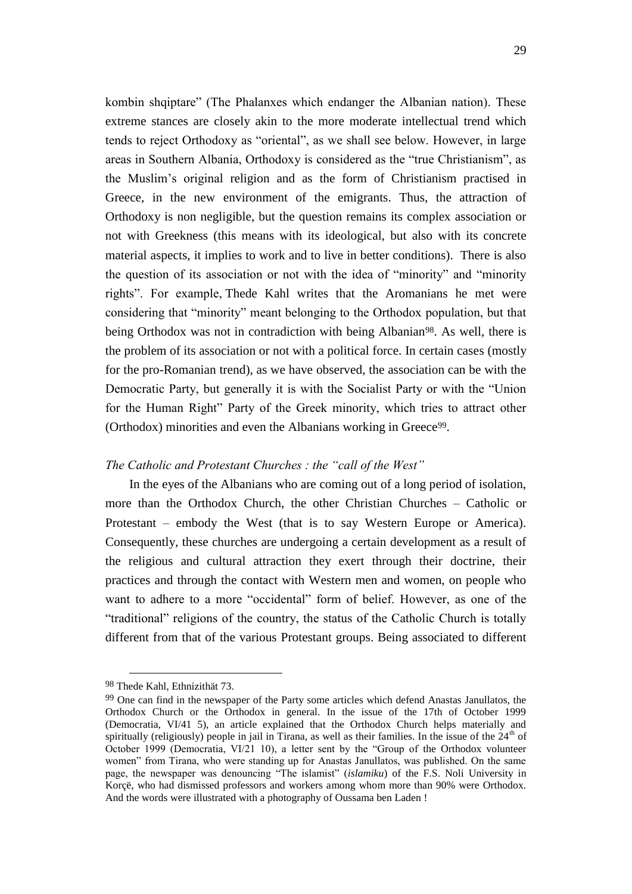kombin shqiptare" (The Phalanxes which endanger the Albanian nation). These extreme stances are closely akin to the more moderate intellectual trend which tends to reject Orthodoxy as "oriental", as we shall see below. However, in large areas in Southern Albania, Orthodoxy is considered as the "true Christianism", as the Muslim's original religion and as the form of Christianism practised in Greece, in the new environment of the emigrants. Thus, the attraction of Orthodoxy is non negligible, but the question remains its complex association or not with Greekness (this means with its ideological, but also with its concrete material aspects, it implies to work and to live in better conditions). There is also the question of its association or not with the idea of "minority" and "minority rights". For example, Thede Kahl writes that the Aromanians he met were considering that "minority" meant belonging to the Orthodox population, but that being Orthodox was not in contradiction with being Albanian[98]. As well, there is the problem of its association or not with a political force. In certain cases (mostly for the pro-Romanian trend), as we have observed, the association can be with the Democratic Party, but generally it is with the Socialist Party or with the "Union for the Human Right" Party of the Greek minority, which tries to attract other (Orthodox) minorities and even the Albanians working in Greece[99].

### *The Catholic and Protestant Churches : the "call of the West"*

In the eyes of the Albanians who are coming out of a long period of isolation, more than the Orthodox Church, the other Christian Churches – Catholic or Protestant – embody the West (that is to say Western Europe or America). Consequently, these churches are undergoing a certain development as a result of the religious and cultural attraction they exert through their doctrine, their practices and through the contact with Western men and women, on people who want to adhere to a more "occidental" form of belief. However, as one of the "traditional" religions of the country, the status of the Catholic Church is totally different from that of the various Protestant groups. Being associated to different

---

[98] Thede Kahl, Ethnizithät 73.

[99] One can find in the newspaper of the Party some articles which defend Anastas Janullatos, the Orthodox Church or the Orthodox in general. In the issue of the 17th of October 1999 (Democratia, VI/41 5), an article explained that the Orthodox Church helps materially and spiritually (religiously) people in jail in Tirana, as well as their families. In the issue of the 24th of October 1999 (Democratia, VI/21 10), a letter sent by the "Group of the Orthodox volunteer women" from Tirana, who were standing up for Anastas Janullatos, was published. On the same page, the newspaper was denouncing "The islamist" (*islamiku*) of the F.S. Noli University in Korçë, who had dismissed professors and workers among whom more than 90% were Orthodox. And the words were illustrated with a photography of Oussama ben Laden !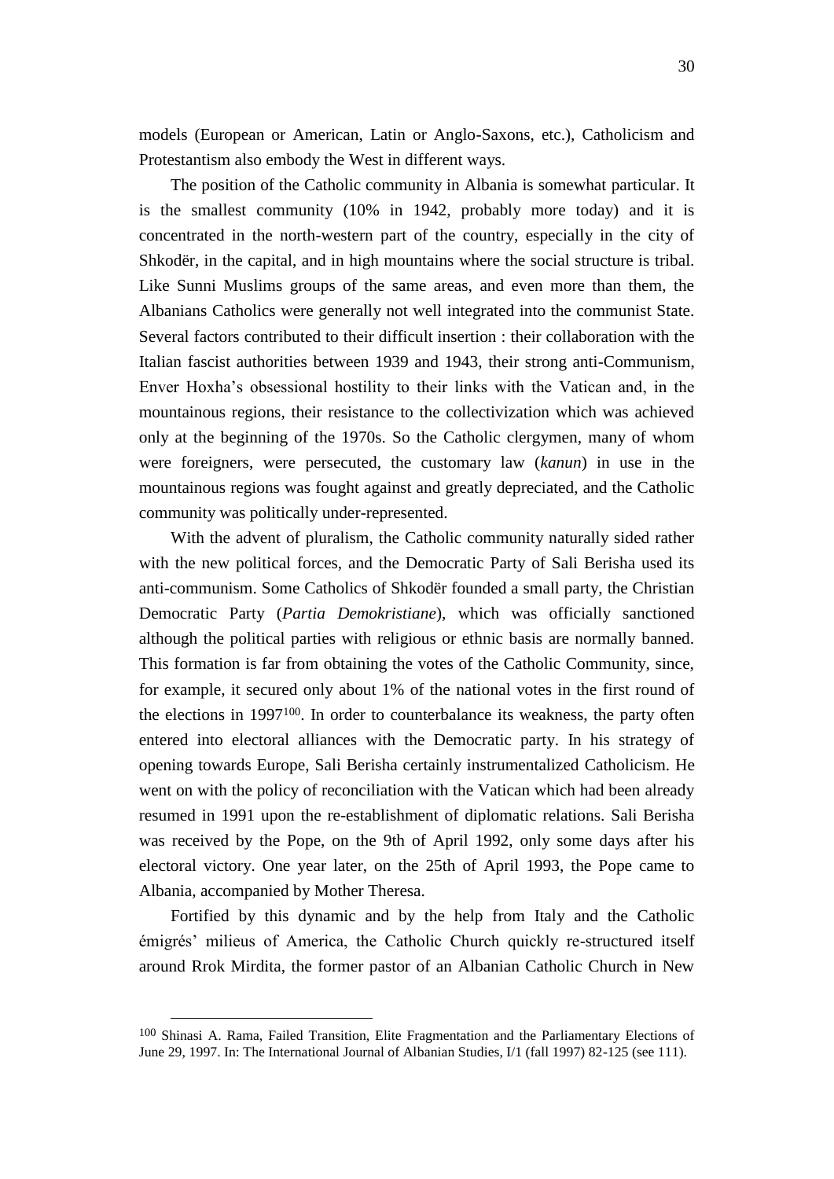models (European or American, Latin or Anglo-Saxons, etc.), Catholicism and Protestantism also embody the West in different ways.

The position of the Catholic community in Albania is somewhat particular. It is the smallest community (10% in 1942, probably more today) and it is concentrated in the north-western part of the country, especially in the city of Shkodër, in the capital, and in high mountains where the social structure is tribal. Like Sunni Muslims groups of the same areas, and even more than them, the Albanians Catholics were generally not well integrated into the communist State. Several factors contributed to their difficult insertion : their collaboration with the Italian fascist authorities between 1939 and 1943, their strong anti-Communism, Enver Hoxha's obsessional hostility to their links with the Vatican and, in the mountainous regions, their resistance to the collectivization which was achieved only at the beginning of the 1970s. So the Catholic clergymen, many of whom were foreigners, were persecuted, the customary law (*kanun*) in use in the mountainous regions was fought against and greatly depreciated, and the Catholic community was politically under-represented.

With the advent of pluralism, the Catholic community naturally sided rather with the new political forces, and the Democratic Party of Sali Berisha used its anti-communism. Some Catholics of Shkodër founded a small party, the Christian Democratic Party (*Partia Demokristiane*), which was officially sanctioned although the political parties with religious or ethnic basis are normally banned. This formation is far from obtaining the votes of the Catholic Community, since, for example, it secured only about 1% of the national votes in the first round of the elections in 1997[100]. In order to counterbalance its weakness, the party often entered into electoral alliances with the Democratic party. In his strategy of opening towards Europe, Sali Berisha certainly instrumentalized Catholicism. He went on with the policy of reconciliation with the Vatican which had been already resumed in 1991 upon the re-establishment of diplomatic relations. Sali Berisha was received by the Pope, on the 9th of April 1992, only some days after his electoral victory. One year later, on the 25th of April 1993, the Pope came to Albania, accompanied by Mother Theresa.

Fortified by this dynamic and by the help from Italy and the Catholic émigrés' milieus of America, the Catholic Church quickly re-structured itself around Rrok Mirdita, the former pastor of an Albanian Catholic Church in New

---

[100] Shinasi A. Rama, Failed Transition, Elite Fragmentation and the Parliamentary Elections of June 29, 1997. In: The International Journal of Albanian Studies, I/1 (fall 1997) 82-125 (see 111).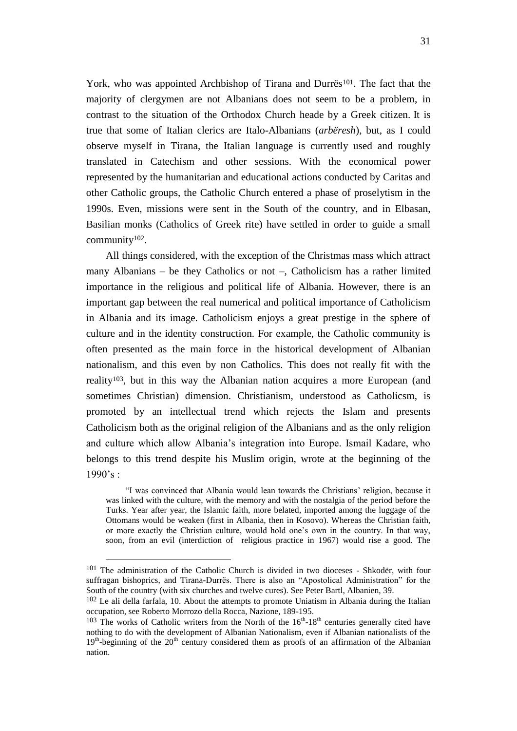York, who was appointed Archbishop of Tirana and Durrës[101]. The fact that the majority of clergymen are not Albanians does not seem to be a problem, in contrast to the situation of the Orthodox Church heade by a Greek citizen. It is true that some of Italian clerics are Italo-Albanians (*arbëresh*), but, as I could observe myself in Tirana, the Italian language is currently used and roughly translated in Catechism and other sessions. With the economical power represented by the humanitarian and educational actions conducted by Caritas and other Catholic groups, the Catholic Church entered a phase of proselytism in the 1990s. Even, missions were sent in the South of the country, and in Elbasan, Basilian monks (Catholics of Greek rite) have settled in order to guide a small community[102].

All things considered, with the exception of the Christmas mass which attract many Albanians – be they Catholics or not –, Catholicism has a rather limited importance in the religious and political life of Albania. However, there is an important gap between the real numerical and political importance of Catholicism in Albania and its image. Catholicism enjoys a great prestige in the sphere of culture and in the identity construction. For example, the Catholic community is often presented as the main force in the historical development of Albanian nationalism, and this even by non Catholics. This does not really fit with the reality[103], but in this way the Albanian nation acquires a more European (and sometimes Christian) dimension. Christianism, understood as Catholicsm, is promoted by an intellectual trend which rejects the Islam and presents Catholicism both as the original religion of the Albanians and as the only religion and culture which allow Albania's integration into Europe. Ismail Kadare, who belongs to this trend despite his Muslim origin, wrote at the beginning of the 1990's :

> "I was convinced that Albania would lean towards the Christians' religion, because it was linked with the culture, with the memory and with the nostalgia of the period before the Turks. Year after year, the Islamic faith, more belated, imported among the luggage of the Ottomans would be weaken (first in Albania, then in Kosovo). Whereas the Christian faith, or more exactly the Christian culture, would hold one's own in the country. In that way, soon, from an evil (interdiction of religious practice in 1967) would rise a good. The

---

[101] The administration of the Catholic Church is divided in two dioceses - Shkodër, with four suffragan bishoprics, and Tirana-Durrës. There is also an "Apostolical Administration" for the South of the country (with six churches and twelve cures). See Peter Bartl, Albanien, 39.

[102] Le ali della farfala, 10. About the attempts to promote Uniatism in Albania during the Italian occupation, see Roberto Morrozo della Rocca, Nazione, 189-195.

[103] The works of Catholic writers from the North of the 16th-18th centuries generally cited have nothing to do with the development of Albanian Nationalism, even if Albanian nationalists of the 19th-beginning of the 20th century considered them as proofs of an affirmation of the Albanian nation.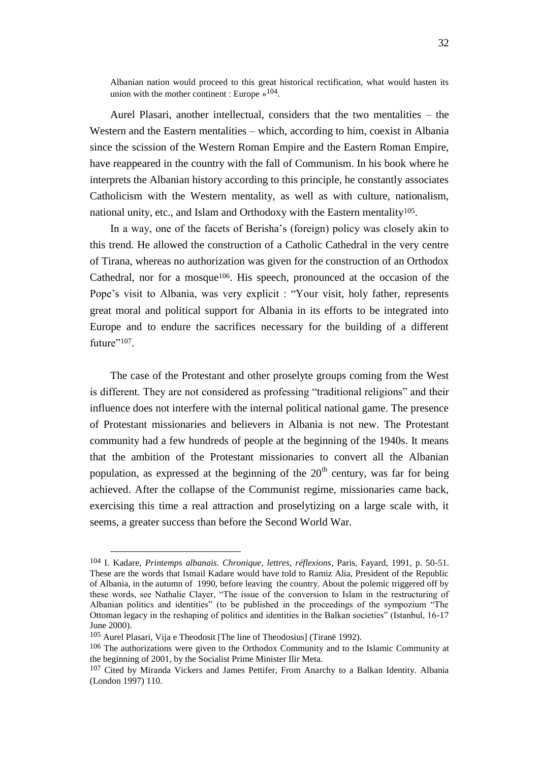Albanian nation would proceed to this great historical rectification, what would hasten its union with the mother continent : Europe »[104].

Aurel Plasari, another intellectual, considers that the two mentalities – the Western and the Eastern mentalities – which, according to him, coexist in Albania since the scission of the Western Roman Empire and the Eastern Roman Empire, have reappeared in the country with the fall of Communism. In his book where he interprets the Albanian history according to this principle, he constantly associates Catholicism with the Western mentality, as well as with culture, nationalism, national unity, etc., and Islam and Orthodoxy with the Eastern mentality[105].

In a way, one of the facets of Berisha's (foreign) policy was closely akin to this trend. He allowed the construction of a Catholic Cathedral in the very centre of Tirana, whereas no authorization was given for the construction of an Orthodox Cathedral, nor for a mosque[106]. His speech, pronounced at the occasion of the Pope's visit to Albania, was very explicit : "Your visit, holy father, represents great moral and political support for Albania in its efforts to be integrated into Europe and to endure the sacrifices necessary for the building of a different future"[107].

The case of the Protestant and other proselyte groups coming from the West is different. They are not considered as professing "traditional religions" and their influence does not interfere with the internal political national game. The presence of Protestant missionaries and believers in Albania is not new. The Protestant community had a few hundreds of people at the beginning of the 1940s. It means that the ambition of the Protestant missionaries to convert all the Albanian population, as expressed at the beginning of the 20th century, was far for being achieved. After the collapse of the Communist regime, missionaries came back, exercising this time a real attraction and proselytizing on a large scale with, it seems, a greater success than before the Second World War.

---

[104] I. Kadare, *Printemps albanais. Chronique, lettres, réflexions*, Paris, Fayard, 1991, p. 50-51. These are the words that Ismail Kadare would have told to Ramiz Alia, President of the Republic of Albania, in the autumn of 1990, before leaving the country. About the polemic triggered off by these words, see Nathalie Clayer, "The issue of the conversion to Islam in the restructuring of Albanian politics and identities" (to be published in the proceedings of the sympozium "The Ottoman legacy in the reshaping of politics and identities in the Balkan societies" (Istanbul, 16-17 June 2000).

[105] Aurel Plasari, Vija e Theodosit [The line of Theodosius] (Tiranë 1992).

[106] The authorizations were given to the Orthodox Community and to the Islamic Community at the beginning of 2001, by the Socialist Prime Minister Ilir Meta.

[107] Cited by Miranda Vickers and James Pettifer, From Anarchy to a Balkan Identity. Albania (London 1997) 110.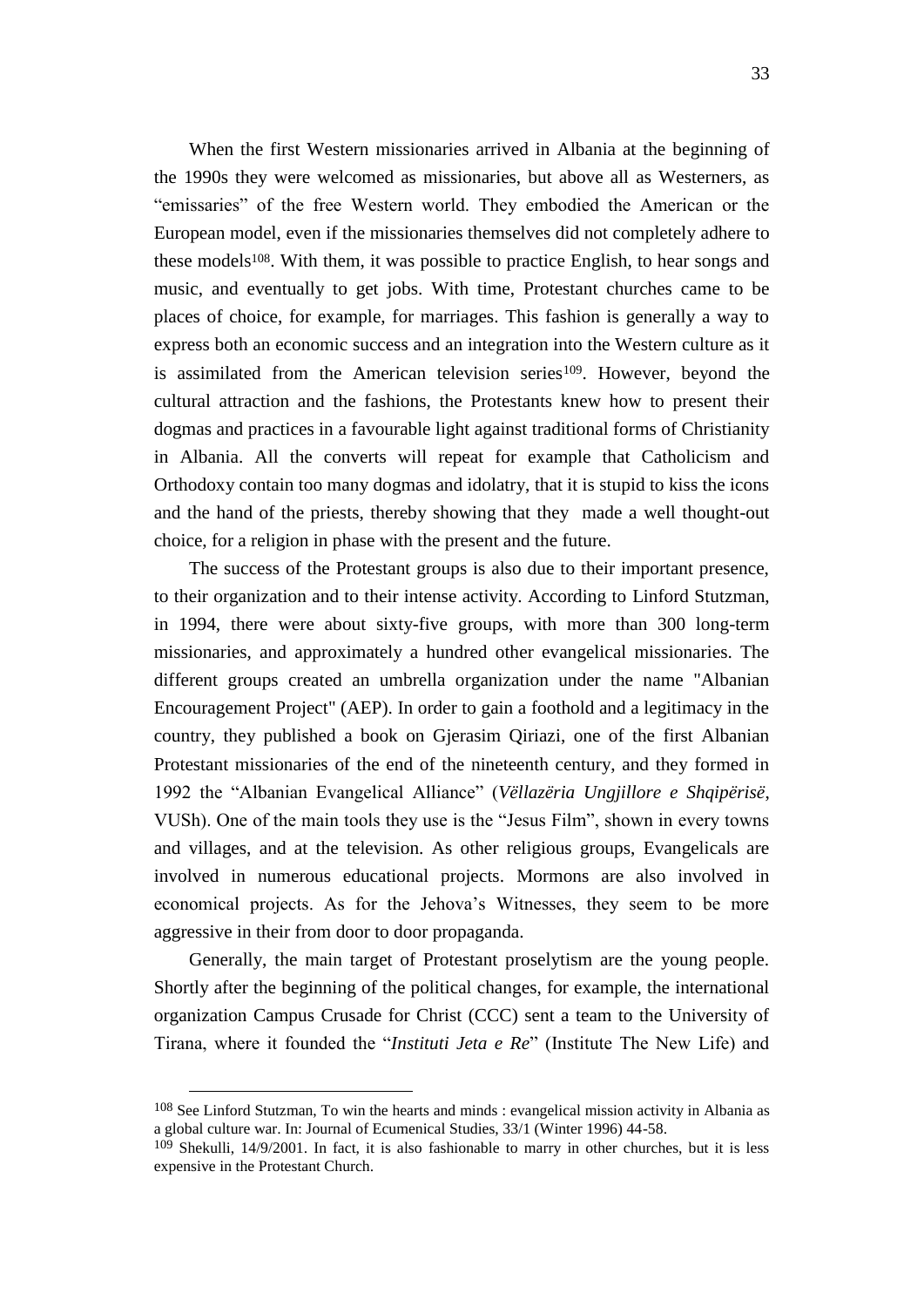When the first Western missionaries arrived in Albania at the beginning of the 1990s they were welcomed as missionaries, but above all as Westerners, as "emissaries" of the free Western world. They embodied the American or the European model, even if the missionaries themselves did not completely adhere to these models[108]. With them, it was possible to practice English, to hear songs and music, and eventually to get jobs. With time, Protestant churches came to be places of choice, for example, for marriages. This fashion is generally a way to express both an economic success and an integration into the Western culture as it is assimilated from the American television series[109]. However, beyond the cultural attraction and the fashions, the Protestants knew how to present their dogmas and practices in a favourable light against traditional forms of Christianity in Albania. All the converts will repeat for example that Catholicism and Orthodoxy contain too many dogmas and idolatry, that it is stupid to kiss the icons and the hand of the priests, thereby showing that they made a well thought-out choice, for a religion in phase with the present and the future.

The success of the Protestant groups is also due to their important presence, to their organization and to their intense activity. According to Linford Stutzman, in 1994, there were about sixty-five groups, with more than 300 long-term missionaries, and approximately a hundred other evangelical missionaries. The different groups created an umbrella organization under the name "Albanian Encouragement Project" (AEP). In order to gain a foothold and a legitimacy in the country, they published a book on Gjerasim Qiriazi, one of the first Albanian Protestant missionaries of the end of the nineteenth century, and they formed in 1992 the "Albanian Evangelical Alliance" (*Vëllazëria Ungjillore e Shqipërisë*, VUSh). One of the main tools they use is the "Jesus Film", shown in every towns and villages, and at the television. As other religious groups, Evangelicals are involved in numerous educational projects. Mormons are also involved in economical projects. As for the Jehova's Witnesses, they seem to be more aggressive in their from door to door propaganda.

Generally, the main target of Protestant proselytism are the young people. Shortly after the beginning of the political changes, for example, the international organization Campus Crusade for Christ (CCC) sent a team to the University of Tirana, where it founded the "*Instituti Jeta e Re*" (Institute The New Life) and

---

[108] See Linford Stutzman, To win the hearts and minds : evangelical mission activity in Albania as a global culture war. In: Journal of Ecumenical Studies, 33/1 (Winter 1996) 44-58.

[109] Shekulli, 14/9/2001. In fact, it is also fashionable to marry in other churches, but it is less expensive in the Protestant Church.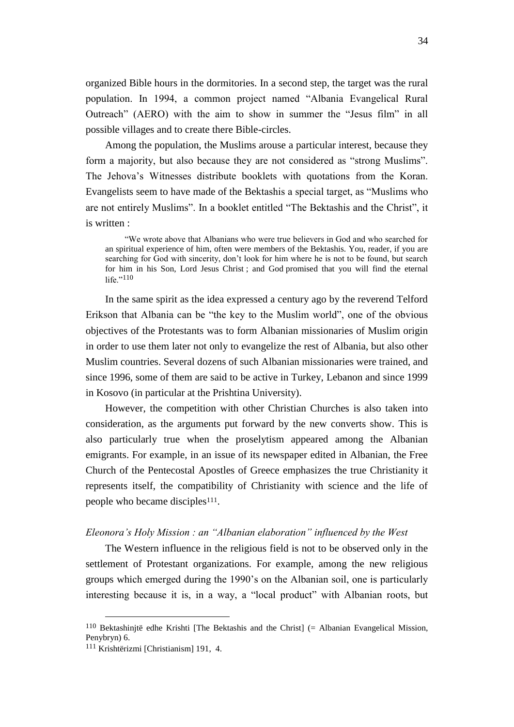organized Bible hours in the dormitories. In a second step, the target was the rural population. In 1994, a common project named "Albania Evangelical Rural Outreach" (AERO) with the aim to show in summer the "Jesus film" in all possible villages and to create there Bible-circles.

Among the population, the Muslims arouse a particular interest, because they form a majority, but also because they are not considered as "strong Muslims". The Jehova's Witnesses distribute booklets with quotations from the Koran. Evangelists seem to have made of the Bektashis a special target, as "Muslims who are not entirely Muslims". In a booklet entitled "The Bektashis and the Christ", it is written :

> "We wrote above that Albanians who were true believers in God and who searched for an spiritual experience of him, often were members of the Bektashis. You, reader, if you are searching for God with sincerity, don't look for him where he is not to be found, but search for him in his Son, Lord Jesus Christ ; and God promised that you will find the eternal life."[110]

In the same spirit as the idea expressed a century ago by the reverend Telford Erikson that Albania can be "the key to the Muslim world", one of the obvious objectives of the Protestants was to form Albanian missionaries of Muslim origin in order to use them later not only to evangelize the rest of Albania, but also other Muslim countries. Several dozens of such Albanian missionaries were trained, and since 1996, some of them are said to be active in Turkey, Lebanon and since 1999 in Kosovo (in particular at the Prishtina University).

However, the competition with other Christian Churches is also taken into consideration, as the arguments put forward by the new converts show. This is also particularly true when the proselytism appeared among the Albanian emigrants. For example, in an issue of its newspaper edited in Albanian, the Free Church of the Pentecostal Apostles of Greece emphasizes the true Christianity it represents itself, the compatibility of Christianity with science and the life of people who became disciples[111].

### *Eleonora's Holy Mission : an "Albanian elaboration" influenced by the West*

The Western influence in the religious field is not to be observed only in the settlement of Protestant organizations. For example, among the new religious groups which emerged during the 1990's on the Albanian soil, one is particularly interesting because it is, in a way, a "local product" with Albanian roots, but

---

[110] Bektashinjtë edhe Krishti [The Bektashis and the Christ] (= Albanian Evangelical Mission, Penybryn) 6.

[111] Krishtërizmi [Christianism] 191, 4.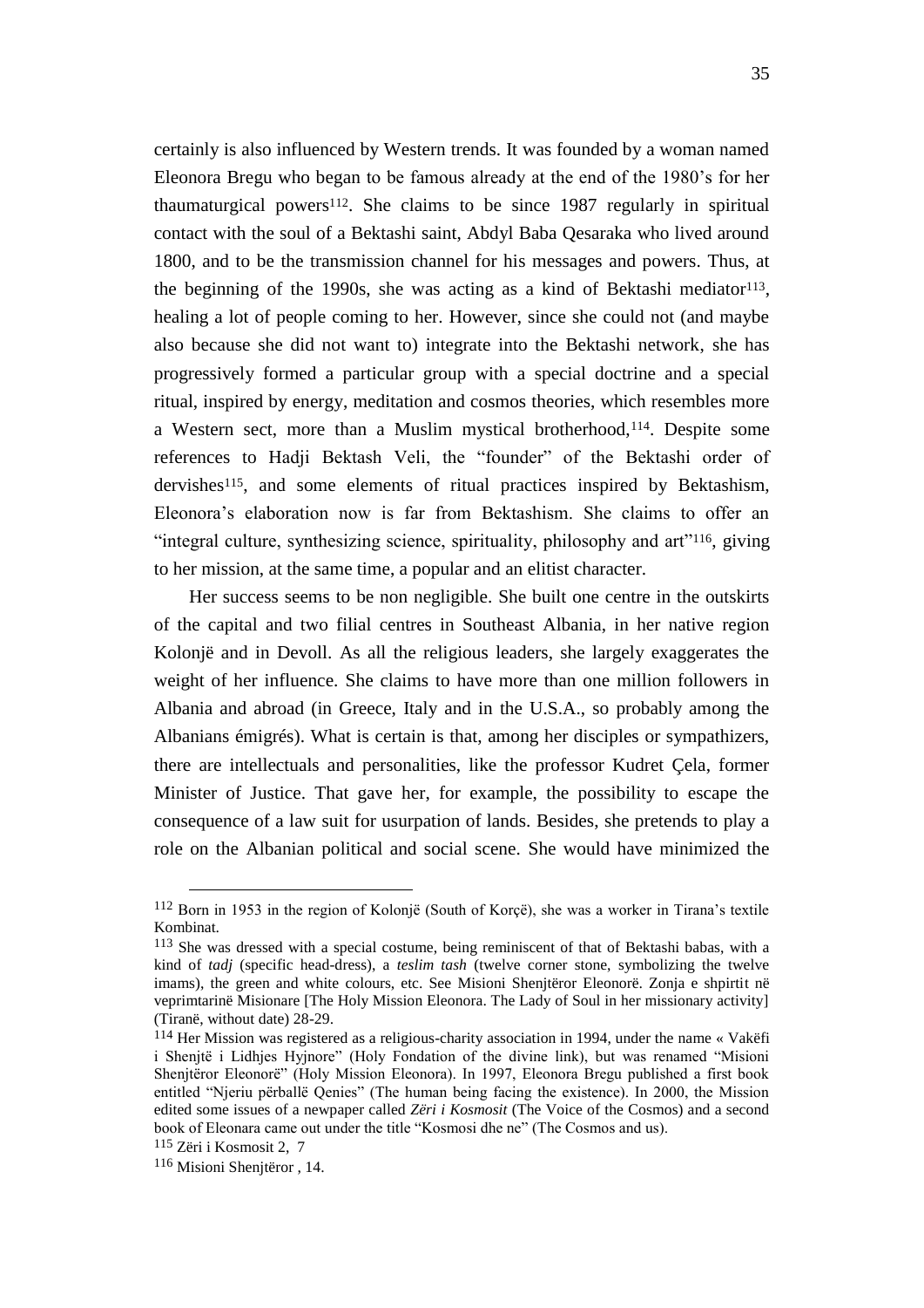certainly is also influenced by Western trends. It was founded by a woman named Eleonora Bregu who began to be famous already at the end of the 1980's for her thaumaturgical powers[112]. She claims to be since 1987 regularly in spiritual contact with the soul of a Bektashi saint, Abdyl Baba Qesaraka who lived around 1800, and to be the transmission channel for his messages and powers. Thus, at the beginning of the 1990s, she was acting as a kind of Bektashi mediator[113], healing a lot of people coming to her. However, since she could not (and maybe also because she did not want to) integrate into the Bektashi network, she has progressively formed a particular group with a special doctrine and a special ritual, inspired by energy, meditation and cosmos theories, which resembles more a Western sect, more than a Muslim mystical brotherhood,[114]. Despite some references to Hadji Bektash Veli, the "founder" of the Bektashi order of dervishes[115], and some elements of ritual practices inspired by Bektashism, Eleonora's elaboration now is far from Bektashism. She claims to offer an "integral culture, synthesizing science, spirituality, philosophy and art"[116], giving to her mission, at the same time, a popular and an elitist character.

Her success seems to be non negligible. She built one centre in the outskirts of the capital and two filial centres in Southeast Albania, in her native region Kolonjë and in Devoll. As all the religious leaders, she largely exaggerates the weight of her influence. She claims to have more than one million followers in Albania and abroad (in Greece, Italy and in the U.S.A., so probably among the Albanians émigrés). What is certain is that, among her disciples or sympathizers, there are intellectuals and personalities, like the professor Kudret Çela, former Minister of Justice. That gave her, for example, the possibility to escape the consequence of a law suit for usurpation of lands. Besides, she pretends to play a role on the Albanian political and social scene. She would have minimized the

---

[112] Born in 1953 in the region of Kolonjë (South of Korçë), she was a worker in Tirana's textile Kombinat.

[113] She was dressed with a special costume, being reminiscent of that of Bektashi babas, with a kind of *tadj* (specific head-dress), a *teslim tash* (twelve corner stone, symbolizing the twelve imams), the green and white colours, etc. See Misioni Shenjtëror Eleonorë. Zonja e shpirtit në veprimtarinë Misionare [The Holy Mission Eleonora. The Lady of Soul in her missionary activity] (Tiranë, without date) 28-29.

[114] Her Mission was registered as a religious-charity association in 1994, under the name « Vakëfi i Shenjtë i Lidhjes Hyjnore" (Holy Fondation of the divine link), but was renamed "Misioni Shenjtëror Eleonorë" (Holy Mission Eleonora). In 1997, Eleonora Bregu published a first book entitled "Njeriu përballë Qenies" (The human being facing the existence). In 2000, the Mission edited some issues of a newpaper called *Zëri i Kosmosit* (The Voice of the Cosmos) and a second book of Eleonara came out under the title "Kosmosi dhe ne" (The Cosmos and us).

[115] Zëri i Kosmosit 2, 7

[116] Misioni Shenjtëror , 14.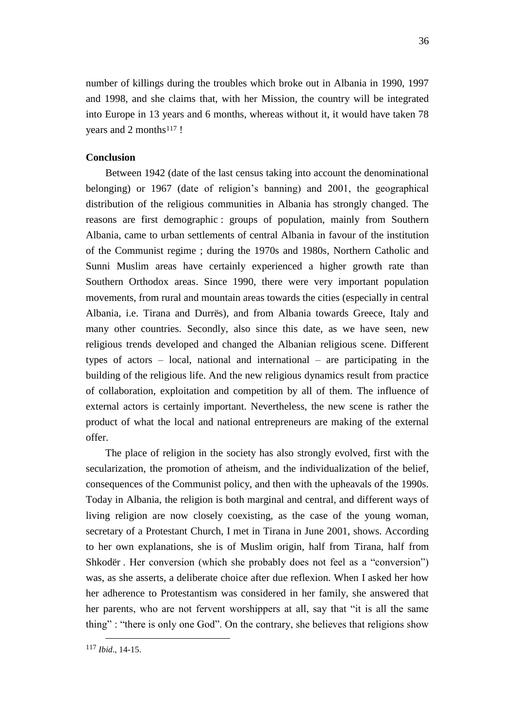number of killings during the troubles which broke out in Albania in 1990, 1997 and 1998, and she claims that, with her Mission, the country will be integrated into Europe in 13 years and 6 months, whereas without it, it would have taken 78 years and 2 months[117] !

**Conclusion**

Between 1942 (date of the last census taking into account the denominational belonging) or 1967 (date of religion's banning) and 2001, the geographical distribution of the religious communities in Albania has strongly changed. The reasons are first demographic : groups of population, mainly from Southern Albania, came to urban settlements of central Albania in favour of the institution of the Communist regime ; during the 1970s and 1980s, Northern Catholic and Sunni Muslim areas have certainly experienced a higher growth rate than Southern Orthodox areas. Since 1990, there were very important population movements, from rural and mountain areas towards the cities (especially in central Albania, i.e. Tirana and Durrës), and from Albania towards Greece, Italy and many other countries. Secondly, also since this date, as we have seen, new religious trends developed and changed the Albanian religious scene. Different types of actors – local, national and international – are participating in the building of the religious life. And the new religious dynamics result from practice of collaboration, exploitation and competition by all of them. The influence of external actors is certainly important. Nevertheless, the new scene is rather the product of what the local and national entrepreneurs are making of the external offer.

The place of religion in the society has also strongly evolved, first with the secularization, the promotion of atheism, and the individualization of the belief, consequences of the Communist policy, and then with the upheavals of the 1990s. Today in Albania, the religion is both marginal and central, and different ways of living religion are now closely coexisting, as the case of the young woman, secretary of a Protestant Church, I met in Tirana in June 2001, shows. According to her own explanations, she is of Muslim origin, half from Tirana, half from Shkodër . Her conversion (which she probably does not feel as a "conversion") was, as she asserts, a deliberate choice after due reflexion. When I asked her how her adherence to Protestantism was considered in her family, she answered that her parents, who are not fervent worshippers at all, say that "it is all the same thing" : "there is only one God". On the contrary, she believes that religions show

---

[117] *Ibid*., 14-15.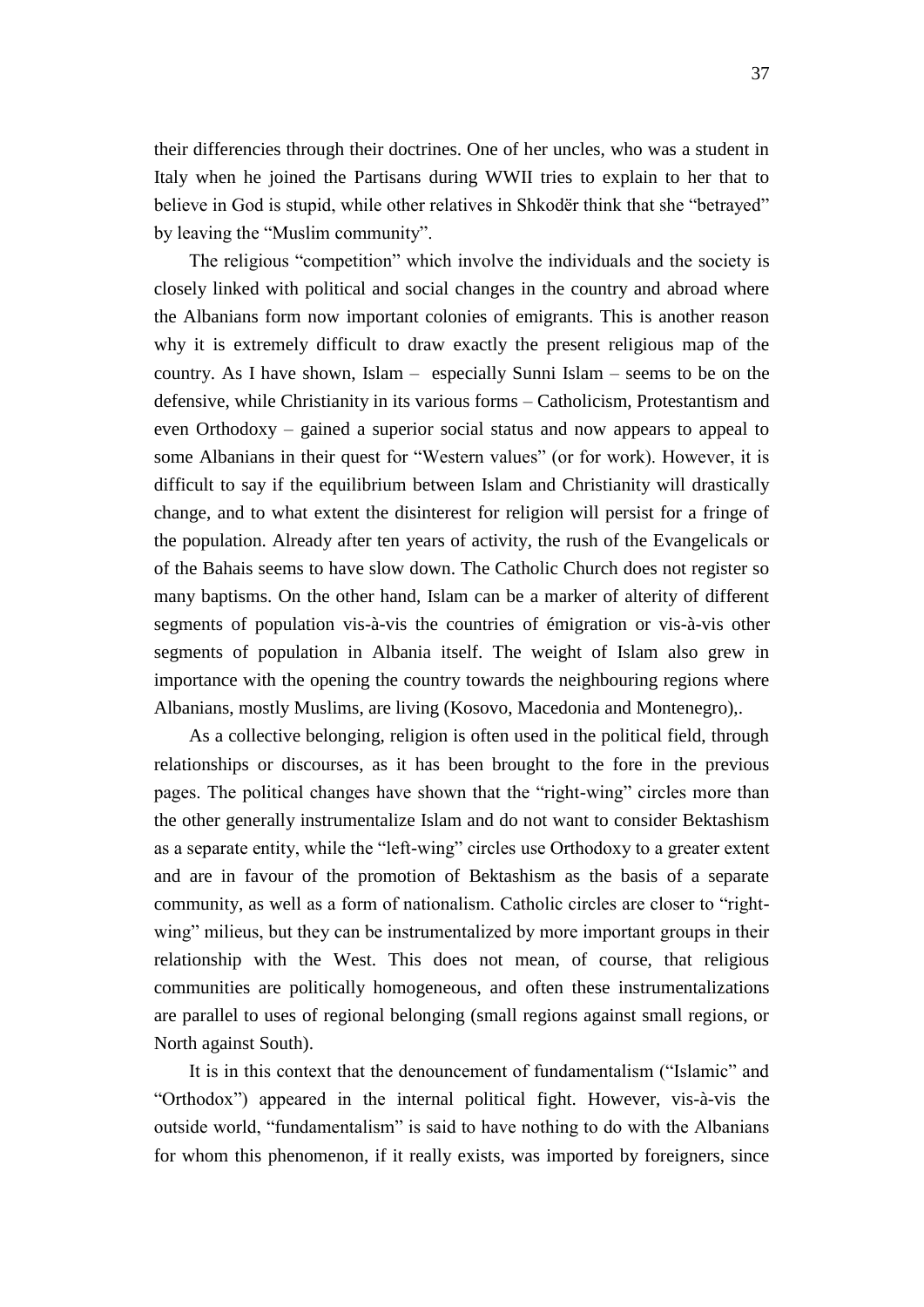their differencies through their doctrines. One of her uncles, who was a student in Italy when he joined the Partisans during WWII tries to explain to her that to believe in God is stupid, while other relatives in Shkodër think that she "betrayed" by leaving the "Muslim community".

The religious "competition" which involve the individuals and the society is closely linked with political and social changes in the country and abroad where the Albanians form now important colonies of emigrants. This is another reason why it is extremely difficult to draw exactly the present religious map of the country. As I have shown, Islam – especially Sunni Islam – seems to be on the defensive, while Christianity in its various forms – Catholicism, Protestantism and even Orthodoxy – gained a superior social status and now appears to appeal to some Albanians in their quest for "Western values" (or for work). However, it is difficult to say if the equilibrium between Islam and Christianity will drastically change, and to what extent the disinterest for religion will persist for a fringe of the population. Already after ten years of activity, the rush of the Evangelicals or of the Bahais seems to have slow down. The Catholic Church does not register so many baptisms. On the other hand, Islam can be a marker of alterity of different segments of population vis-à-vis the countries of émigration or vis-à-vis other segments of population in Albania itself. The weight of Islam also grew in importance with the opening the country towards the neighbouring regions where Albanians, mostly Muslims, are living (Kosovo, Macedonia and Montenegro),.

As a collective belonging, religion is often used in the political field, through relationships or discourses, as it has been brought to the fore in the previous pages. The political changes have shown that the "right-wing" circles more than the other generally instrumentalize Islam and do not want to consider Bektashism as a separate entity, while the "left-wing" circles use Orthodoxy to a greater extent and are in favour of the promotion of Bektashism as the basis of a separate community, as well as a form of nationalism. Catholic circles are closer to "right-wing" milieus, but they can be instrumentalized by more important groups in their relationship with the West. This does not mean, of course, that religious communities are politically homogeneous, and often these instrumentalizations are parallel to uses of regional belonging (small regions against small regions, or North against South).

It is in this context that the denouncement of fundamentalism ("Islamic" and "Orthodox") appeared in the internal political fight. However, vis-à-vis the outside world, "fundamentalism" is said to have nothing to do with the Albanians for whom this phenomenon, if it really exists, was imported by foreigners, since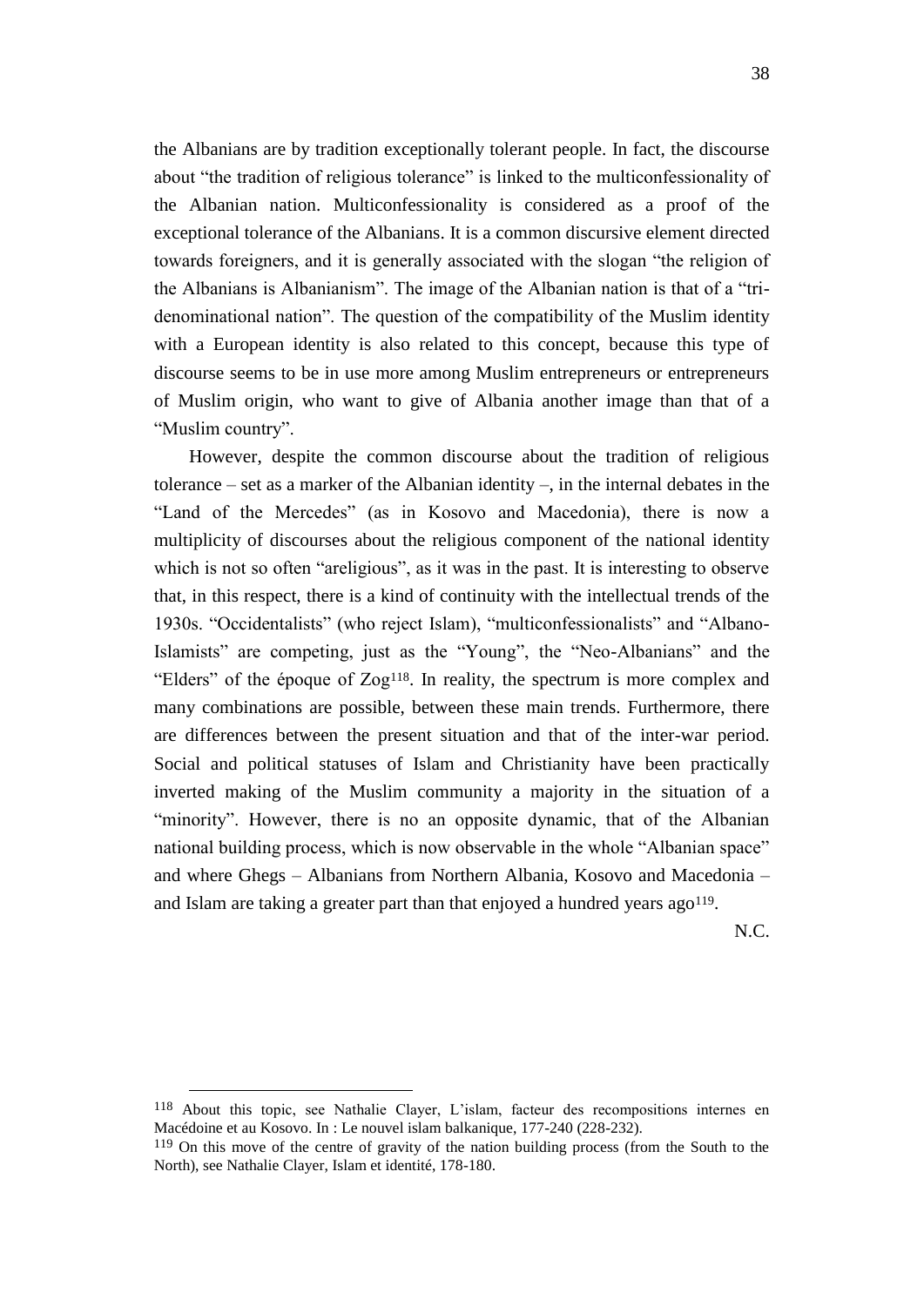the Albanians are by tradition exceptionally tolerant people. In fact, the discourse about "the tradition of religious tolerance" is linked to the multiconfessionality of the Albanian nation. Multiconfessionality is considered as a proof of the exceptional tolerance of the Albanians. It is a common discursive element directed towards foreigners, and it is generally associated with the slogan "the religion of the Albanians is Albanianism". The image of the Albanian nation is that of a "tri-denominational nation". The question of the compatibility of the Muslim identity with a European identity is also related to this concept, because this type of discourse seems to be in use more among Muslim entrepreneurs or entrepreneurs of Muslim origin, who want to give of Albania another image than that of a "Muslim country".

However, despite the common discourse about the tradition of religious tolerance – set as a marker of the Albanian identity –, in the internal debates in the "Land of the Mercedes" (as in Kosovo and Macedonia), there is now a multiplicity of discourses about the religious component of the national identity which is not so often "areligious", as it was in the past. It is interesting to observe that, in this respect, there is a kind of continuity with the intellectual trends of the 1930s. "Occidentalists" (who reject Islam), "multiconfessionalists" and "Albano-Islamists" are competing, just as the "Young", the "Neo-Albanians" and the "Elders" of the époque of Zog[118]. In reality, the spectrum is more complex and many combinations are possible, between these main trends. Furthermore, there are differences between the present situation and that of the inter-war period. Social and political statuses of Islam and Christianity have been practically inverted making of the Muslim community a majority in the situation of a "minority". However, there is no an opposite dynamic, that of the Albanian national building process, which is now observable in the whole "Albanian space" and where Ghegs – Albanians from Northern Albania, Kosovo and Macedonia – and Islam are taking a greater part than that enjoyed a hundred years ago[119].

N.C.

---

[118] About this topic, see Nathalie Clayer, L'islam, facteur des recompositions internes en Macédoine et au Kosovo. In : Le nouvel islam balkanique, 177-240 (228-232).

[119] On this move of the centre of gravity of the nation building process (from the South to the North), see Nathalie Clayer, Islam et identité, 178-180.